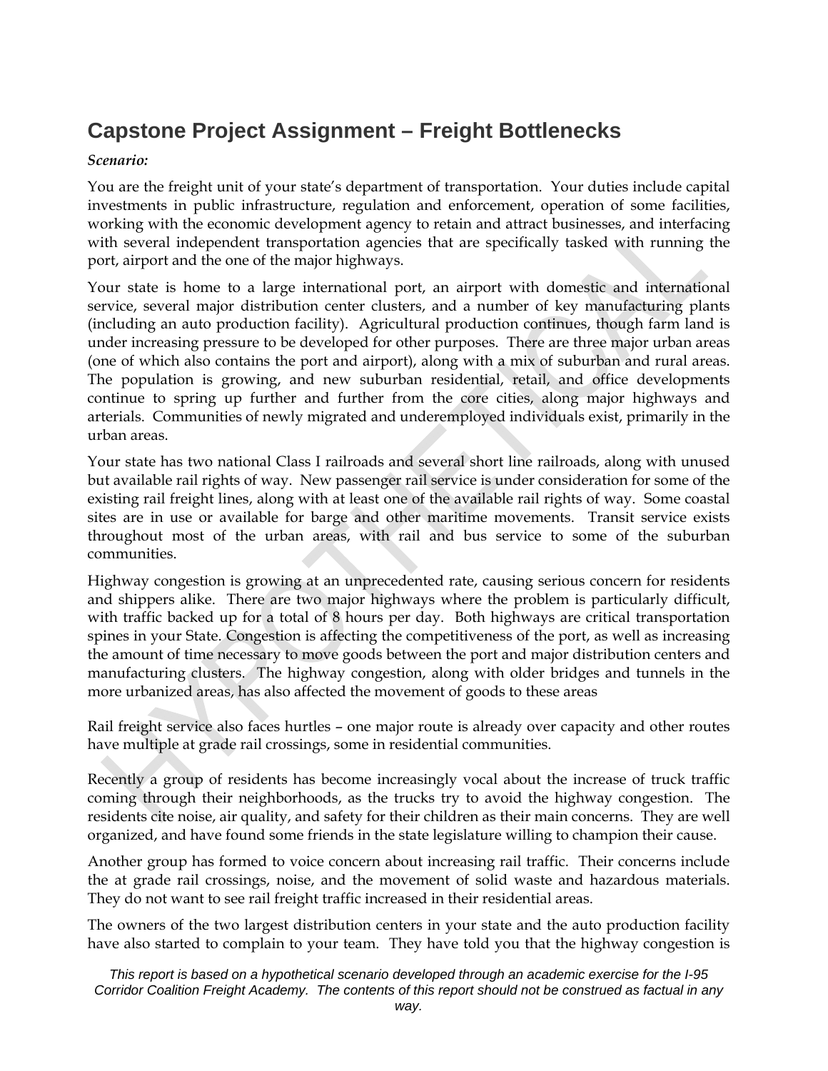# Capstone Project Assignment – Freight Bottlenecks

***Scenario:***

You are the freight unit of your state's department of transportation. Your duties include capital investments in public infrastructure, regulation and enforcement, operation of some facilities, working with the economic development agency to retain and attract businesses, and interfacing with several independent transportation agencies that are specifically tasked with running the port, airport and the one of the major highways.

Your state is home to a large international port, an airport with domestic and international service, several major distribution center clusters, and a number of key manufacturing plants (including an auto production facility). Agricultural production continues, though farm land is under increasing pressure to be developed for other purposes. There are three major urban areas (one of which also contains the port and airport), along with a mix of suburban and rural areas. The population is growing, and new suburban residential, retail, and office developments continue to spring up further and further from the core cities, along major highways and arterials. Communities of newly migrated and underemployed individuals exist, primarily in the urban areas.

Your state has two national Class I railroads and several short line railroads, along with unused but available rail rights of way. New passenger rail service is under consideration for some of the existing rail freight lines, along with at least one of the available rail rights of way. Some coastal sites are in use or available for barge and other maritime movements. Transit service exists throughout most of the urban areas, with rail and bus service to some of the suburban communities.

Highway congestion is growing at an unprecedented rate, causing serious concern for residents and shippers alike. There are two major highways where the problem is particularly difficult, with traffic backed up for a total of 8 hours per day. Both highways are critical transportation spines in your State. Congestion is affecting the competitiveness of the port, as well as increasing the amount of time necessary to move goods between the port and major distribution centers and manufacturing clusters. The highway congestion, along with older bridges and tunnels in the more urbanized areas, has also affected the movement of goods to these areas

Rail freight service also faces hurtles – one major route is already over capacity and other routes have multiple at grade rail crossings, some in residential communities.

Recently a group of residents has become increasingly vocal about the increase of truck traffic coming through their neighborhoods, as the trucks try to avoid the highway congestion. The residents cite noise, air quality, and safety for their children as their main concerns. They are well organized, and have found some friends in the state legislature willing to champion their cause.

Another group has formed to voice concern about increasing rail traffic. Their concerns include the at grade rail crossings, noise, and the movement of solid waste and hazardous materials. They do not want to see rail freight traffic increased in their residential areas.

The owners of the two largest distribution centers in your state and the auto production facility have also started to complain to your team. They have told you that the highway congestion is

*This report is based on a hypothetical scenario developed through an academic exercise for the I-95 Corridor Coalition Freight Academy. The contents of this report should not be construed as factual in any way.*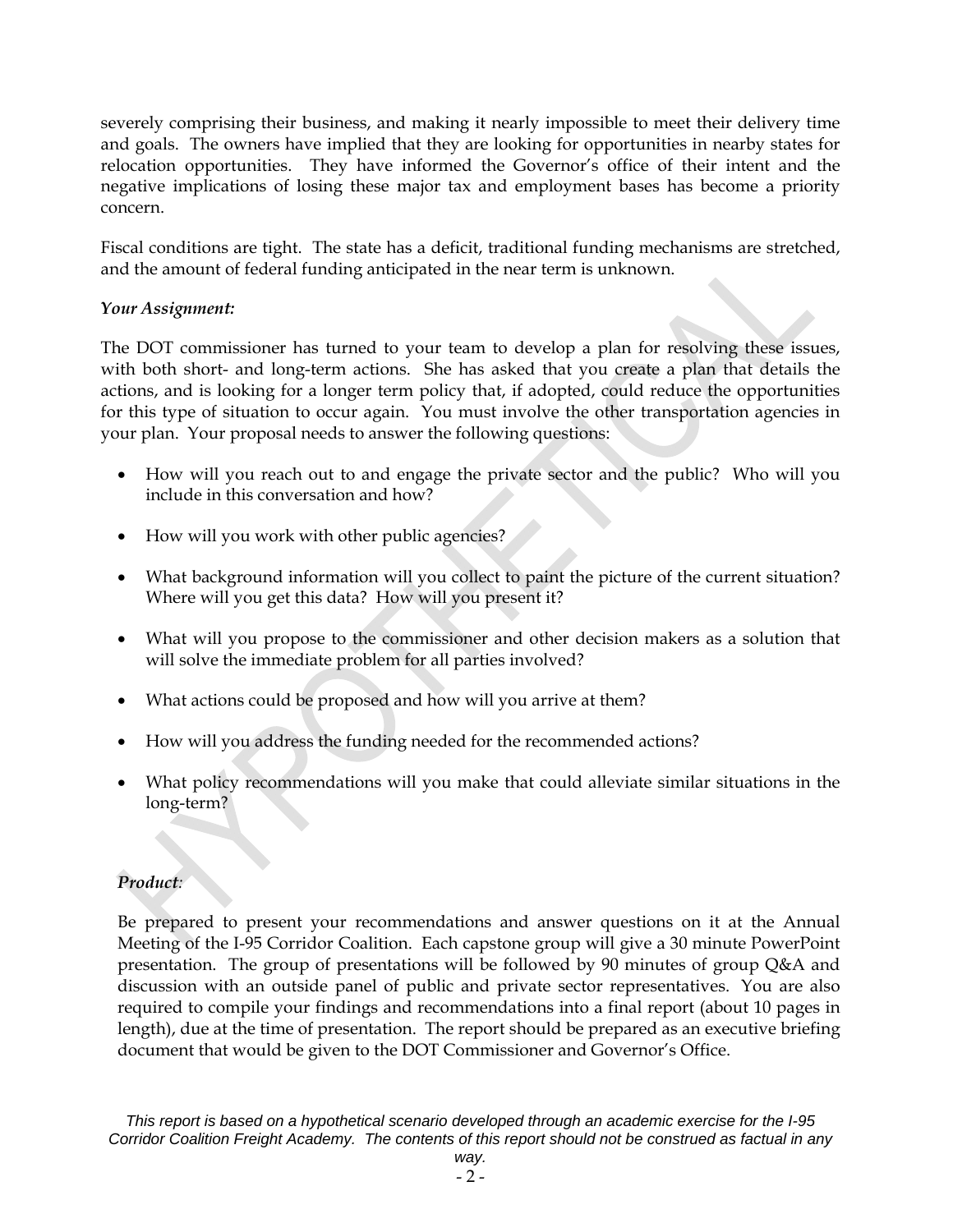severely comprising their business, and making it nearly impossible to meet their delivery time and goals. The owners have implied that they are looking for opportunities in nearby states for relocation opportunities. They have informed the Governor's office of their intent and the negative implications of losing these major tax and employment bases has become a priority concern.

Fiscal conditions are tight. The state has a deficit, traditional funding mechanisms are stretched, and the amount of federal funding anticipated in the near term is unknown.

***Your Assignment:***

The DOT commissioner has turned to your team to develop a plan for resolving these issues, with both short- and long-term actions. She has asked that you create a plan that details the actions, and is looking for a longer term policy that, if adopted, could reduce the opportunities for this type of situation to occur again. You must involve the other transportation agencies in your plan. Your proposal needs to answer the following questions:

- How will you reach out to and engage the private sector and the public? Who will you include in this conversation and how?
- How will you work with other public agencies?
- What background information will you collect to paint the picture of the current situation? Where will you get this data? How will you present it?
- What will you propose to the commissioner and other decision makers as a solution that will solve the immediate problem for all parties involved?
- What actions could be proposed and how will you arrive at them?
- How will you address the funding needed for the recommended actions?
- What policy recommendations will you make that could alleviate similar situations in the long-term?

***Product:***

Be prepared to present your recommendations and answer questions on it at the Annual Meeting of the I-95 Corridor Coalition. Each capstone group will give a 30 minute PowerPoint presentation. The group of presentations will be followed by 90 minutes of group Q&A and discussion with an outside panel of public and private sector representatives. You are also required to compile your findings and recommendations into a final report (about 10 pages in length), due at the time of presentation. The report should be prepared as an executive briefing document that would be given to the DOT Commissioner and Governor's Office.

*This report is based on a hypothetical scenario developed through an academic exercise for the I-95 Corridor Coalition Freight Academy. The contents of this report should not be construed as factual in any way.*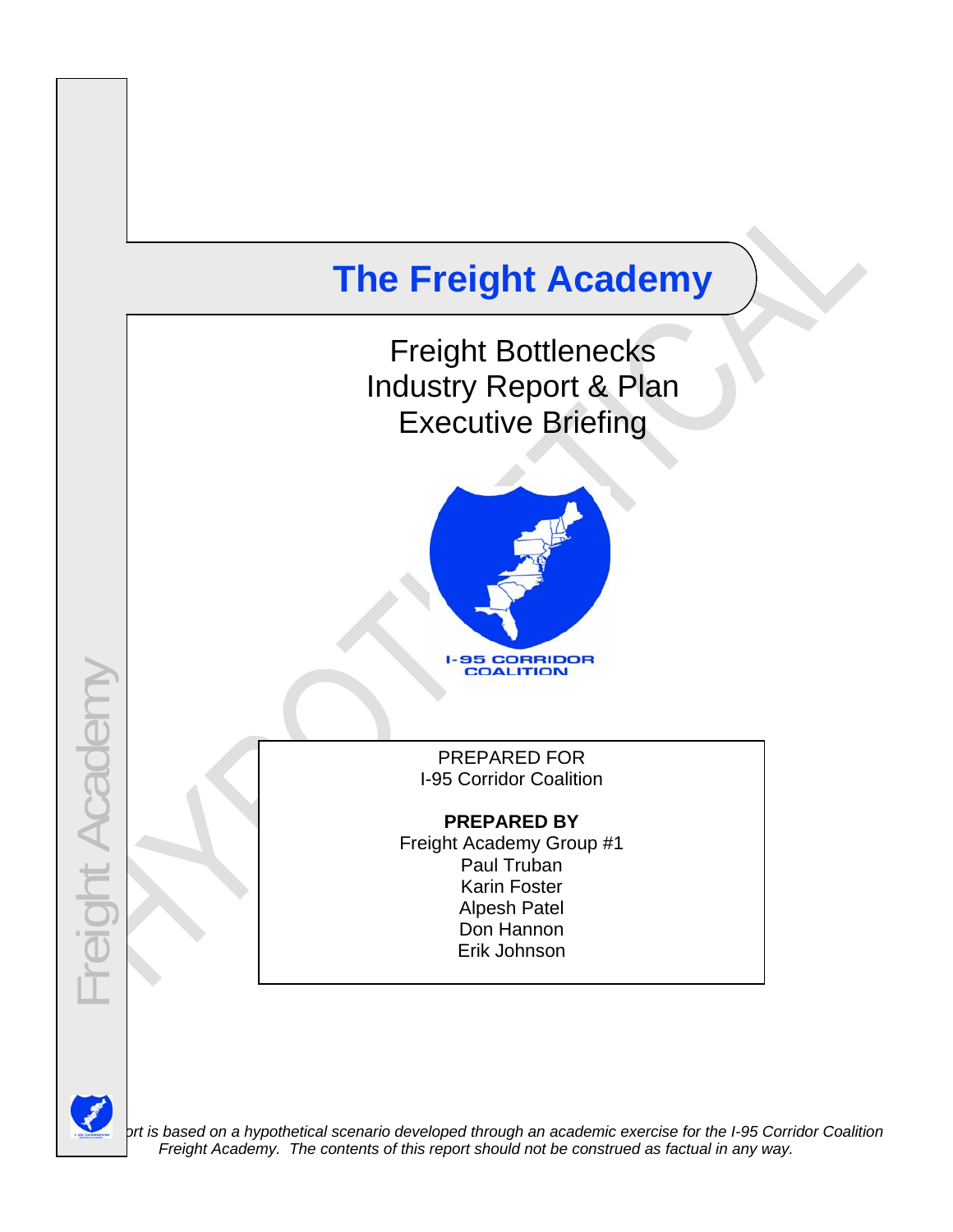# The Freight Academy

Freight Bottlenecks
Industry Report & Plan
Executive Briefing

PREPARED FOR
I-95 Corridor Coalition

**PREPARED BY**
Freight Academy Group #1
Paul Truban
Karin Foster
Alpesh Patel
Don Hannon
Erik Johnson

*...rt is based on a hypothetical scenario developed through an academic exercise for the I-95 Corridor Coalition Freight Academy. The contents of this report should not be construed as factual in any way.*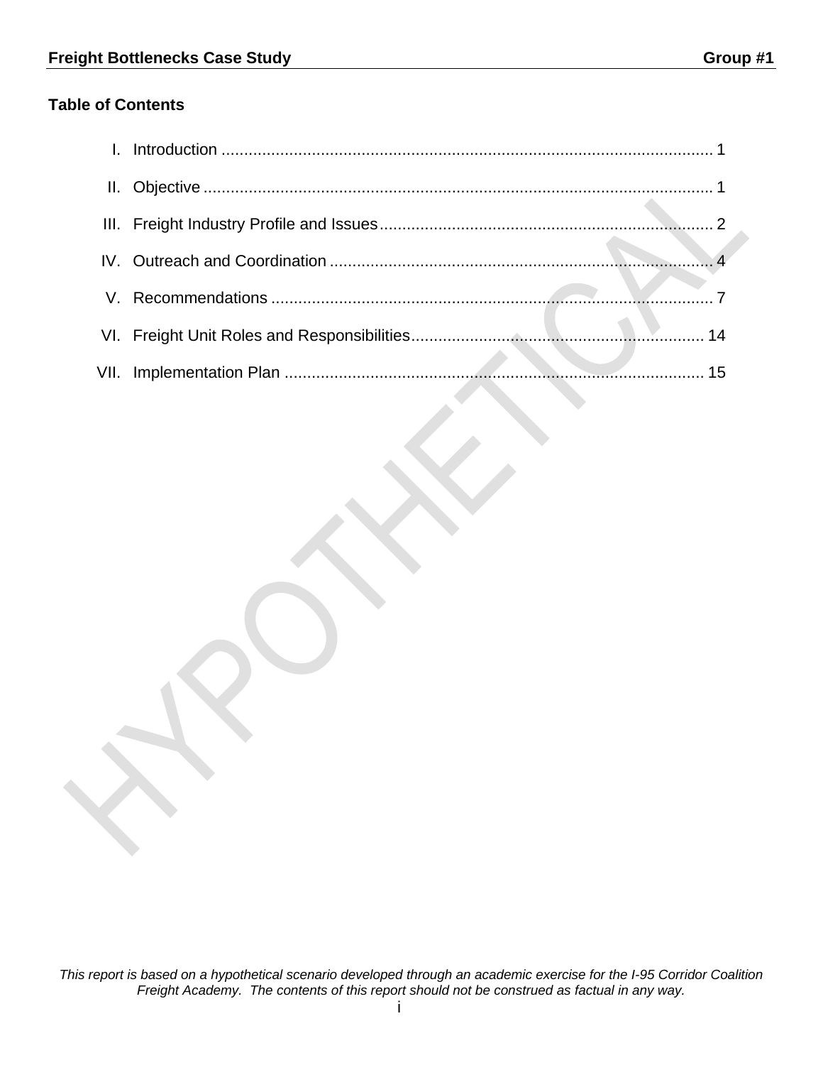## Table of Contents

I. Introduction ............................................................................................................ 1

II. Objective ................................................................................................................ 1

III. Freight Industry Profile and Issues .......................................................................... 2

IV. Outreach and Coordination ..................................................................................... 4

V. Recommendations ................................................................................................... 7

VI. Freight Unit Roles and Responsibilities ................................................................. 14

VII. Implementation Plan ............................................................................................. 15

*This report is based on a hypothetical scenario developed through an academic exercise for the I-95 Corridor Coalition Freight Academy. The contents of this report should not be construed as factual in any way.*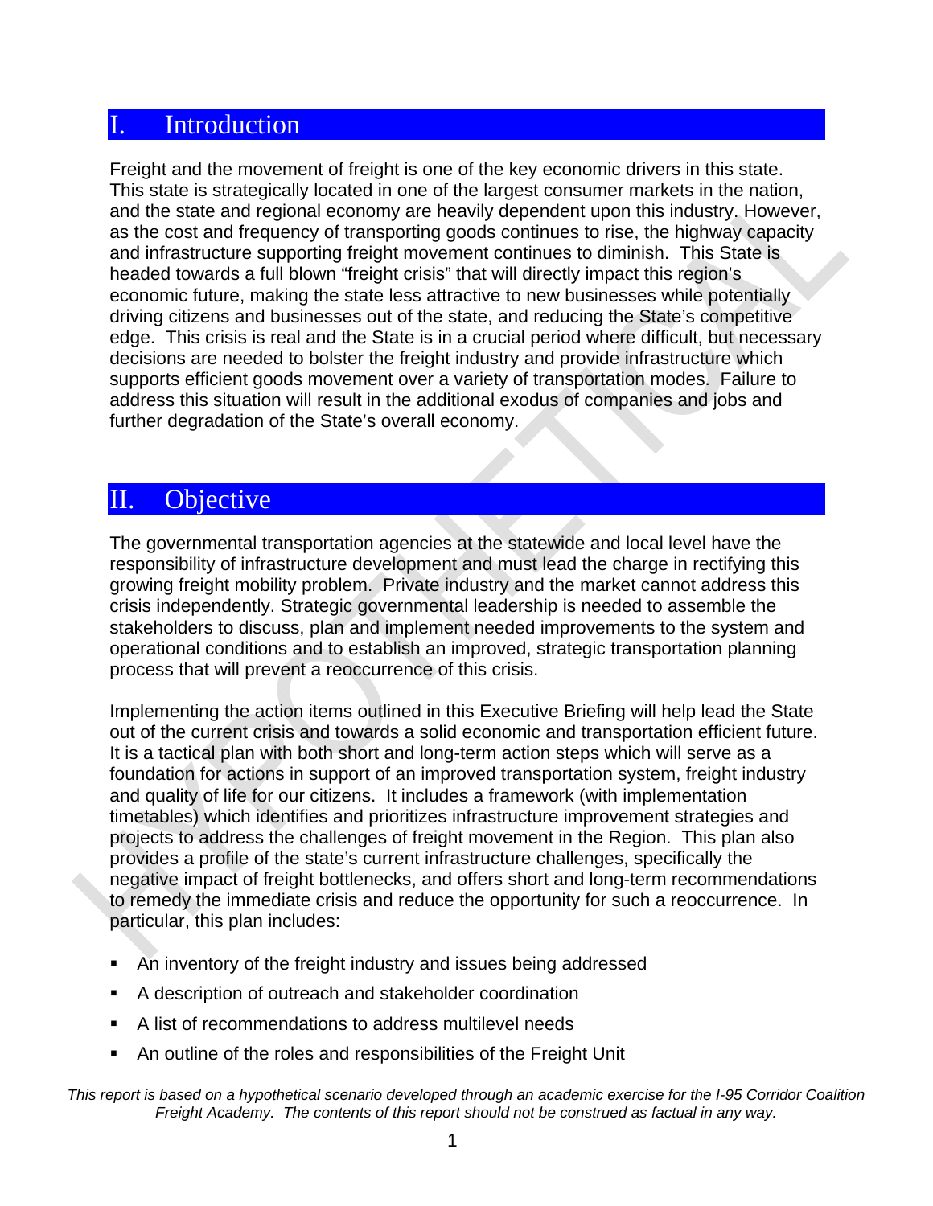# I. Introduction

Freight and the movement of freight is one of the key economic drivers in this state. This state is strategically located in one of the largest consumer markets in the nation, and the state and regional economy are heavily dependent upon this industry. However, as the cost and frequency of transporting goods continues to rise, the highway capacity and infrastructure supporting freight movement continues to diminish. This State is headed towards a full blown "freight crisis" that will directly impact this region's economic future, making the state less attractive to new businesses while potentially driving citizens and businesses out of the state, and reducing the State's competitive edge. This crisis is real and the State is in a crucial period where difficult, but necessary decisions are needed to bolster the freight industry and provide infrastructure which supports efficient goods movement over a variety of transportation modes. Failure to address this situation will result in the additional exodus of companies and jobs and further degradation of the State's overall economy.

# II. Objective

The governmental transportation agencies at the statewide and local level have the responsibility of infrastructure development and must lead the charge in rectifying this growing freight mobility problem. Private industry and the market cannot address this crisis independently. Strategic governmental leadership is needed to assemble the stakeholders to discuss, plan and implement needed improvements to the system and operational conditions and to establish an improved, strategic transportation planning process that will prevent a reoccurrence of this crisis.

Implementing the action items outlined in this Executive Briefing will help lead the State out of the current crisis and towards a solid economic and transportation efficient future. It is a tactical plan with both short and long-term action steps which will serve as a foundation for actions in support of an improved transportation system, freight industry and quality of life for our citizens. It includes a framework (with implementation timetables) which identifies and prioritizes infrastructure improvement strategies and projects to address the challenges of freight movement in the Region. This plan also provides a profile of the state's current infrastructure challenges, specifically the negative impact of freight bottlenecks, and offers short and long-term recommendations to remedy the immediate crisis and reduce the opportunity for such a reoccurrence. In particular, this plan includes:

- An inventory of the freight industry and issues being addressed
- A description of outreach and stakeholder coordination
- A list of recommendations to address multilevel needs
- An outline of the roles and responsibilities of the Freight Unit

*This report is based on a hypothetical scenario developed through an academic exercise for the I-95 Corridor Coalition Freight Academy. The contents of this report should not be construed as factual in any way.*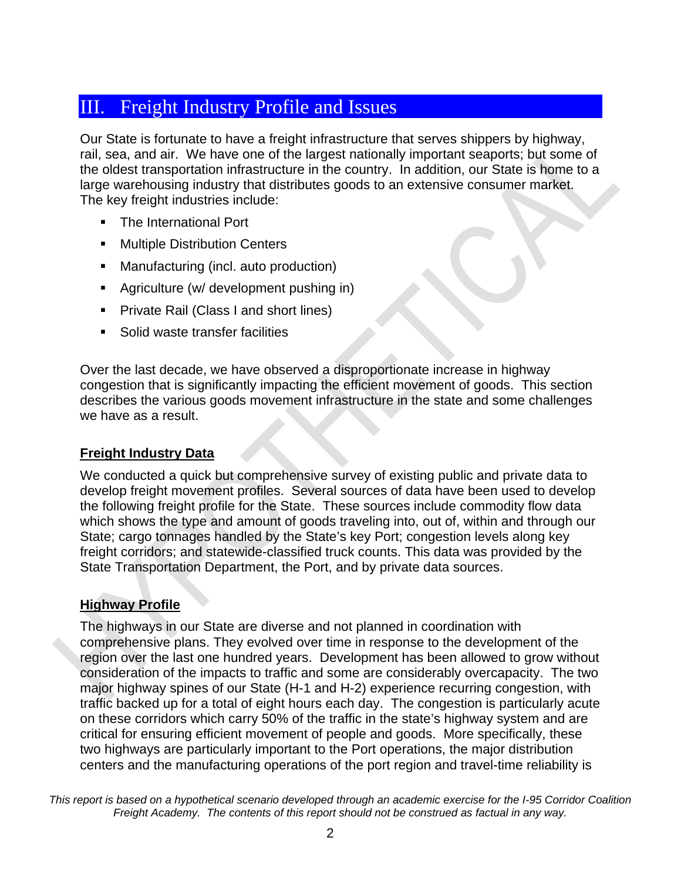# III. Freight Industry Profile and Issues

Our State is fortunate to have a freight infrastructure that serves shippers by highway, rail, sea, and air. We have one of the largest nationally important seaports; but some of the oldest transportation infrastructure in the country. In addition, our State is home to a large warehousing industry that distributes goods to an extensive consumer market. The key freight industries include:

- The International Port
- Multiple Distribution Centers
- Manufacturing (incl. auto production)
- Agriculture (w/ development pushing in)
- Private Rail (Class I and short lines)
- Solid waste transfer facilities

Over the last decade, we have observed a disproportionate increase in highway congestion that is significantly impacting the efficient movement of goods. This section describes the various goods movement infrastructure in the state and some challenges we have as a result.

## Freight Industry Data

We conducted a quick but comprehensive survey of existing public and private data to develop freight movement profiles. Several sources of data have been used to develop the following freight profile for the State. These sources include commodity flow data which shows the type and amount of goods traveling into, out of, within and through our State; cargo tonnages handled by the State's key Port; congestion levels along key freight corridors; and statewide-classified truck counts. This data was provided by the State Transportation Department, the Port, and by private data sources.

## Highway Profile

The highways in our State are diverse and not planned in coordination with comprehensive plans. They evolved over time in response to the development of the region over the last one hundred years. Development has been allowed to grow without consideration of the impacts to traffic and some are considerably overcapacity. The two major highway spines of our State (H-1 and H-2) experience recurring congestion, with traffic backed up for a total of eight hours each day. The congestion is particularly acute on these corridors which carry 50% of the traffic in the state's highway system and are critical for ensuring efficient movement of people and goods. More specifically, these two highways are particularly important to the Port operations, the major distribution centers and the manufacturing operations of the port region and travel-time reliability is

*This report is based on a hypothetical scenario developed through an academic exercise for the I-95 Corridor Coalition Freight Academy. The contents of this report should not be construed as factual in any way.*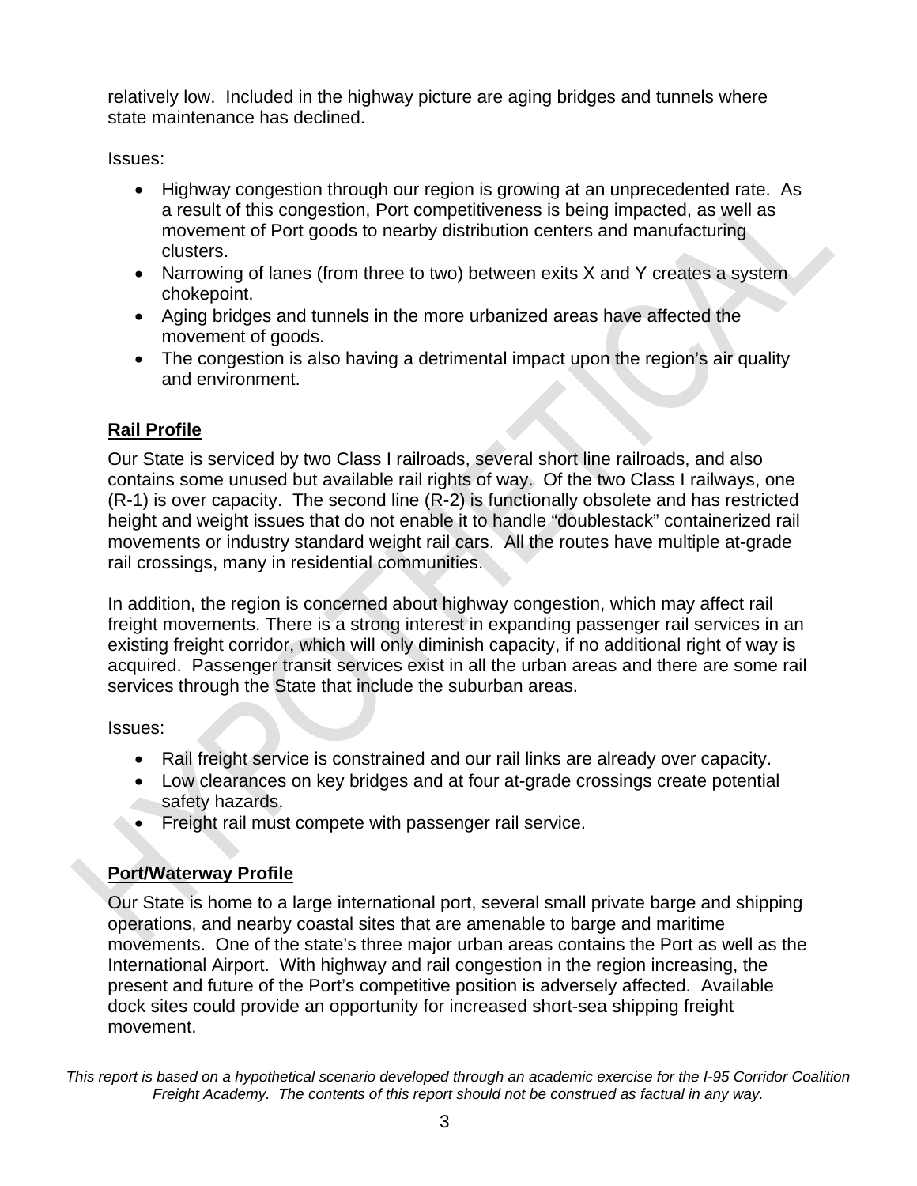relatively low. Included in the highway picture are aging bridges and tunnels where state maintenance has declined.

Issues:

- Highway congestion through our region is growing at an unprecedented rate. As a result of this congestion, Port competitiveness is being impacted, as well as movement of Port goods to nearby distribution centers and manufacturing clusters.
- Narrowing of lanes (from three to two) between exits X and Y creates a system chokepoint.
- Aging bridges and tunnels in the more urbanized areas have affected the movement of goods.
- The congestion is also having a detrimental impact upon the region's air quality and environment.

## Rail Profile

Our State is serviced by two Class I railroads, several short line railroads, and also contains some unused but available rail rights of way. Of the two Class I railways, one (R-1) is over capacity. The second line (R-2) is functionally obsolete and has restricted height and weight issues that do not enable it to handle "doublestack" containerized rail movements or industry standard weight rail cars. All the routes have multiple at-grade rail crossings, many in residential communities.

In addition, the region is concerned about highway congestion, which may affect rail freight movements. There is a strong interest in expanding passenger rail services in an existing freight corridor, which will only diminish capacity, if no additional right of way is acquired. Passenger transit services exist in all the urban areas and there are some rail services through the State that include the suburban areas.

Issues:

- Rail freight service is constrained and our rail links are already over capacity.
- Low clearances on key bridges and at four at-grade crossings create potential safety hazards.
- Freight rail must compete with passenger rail service.

## Port/Waterway Profile

Our State is home to a large international port, several small private barge and shipping operations, and nearby coastal sites that are amenable to barge and maritime movements. One of the state's three major urban areas contains the Port as well as the International Airport. With highway and rail congestion in the region increasing, the present and future of the Port's competitive position is adversely affected. Available dock sites could provide an opportunity for increased short-sea shipping freight movement.

*This report is based on a hypothetical scenario developed through an academic exercise for the I-95 Corridor Coalition Freight Academy. The contents of this report should not be construed as factual in any way.*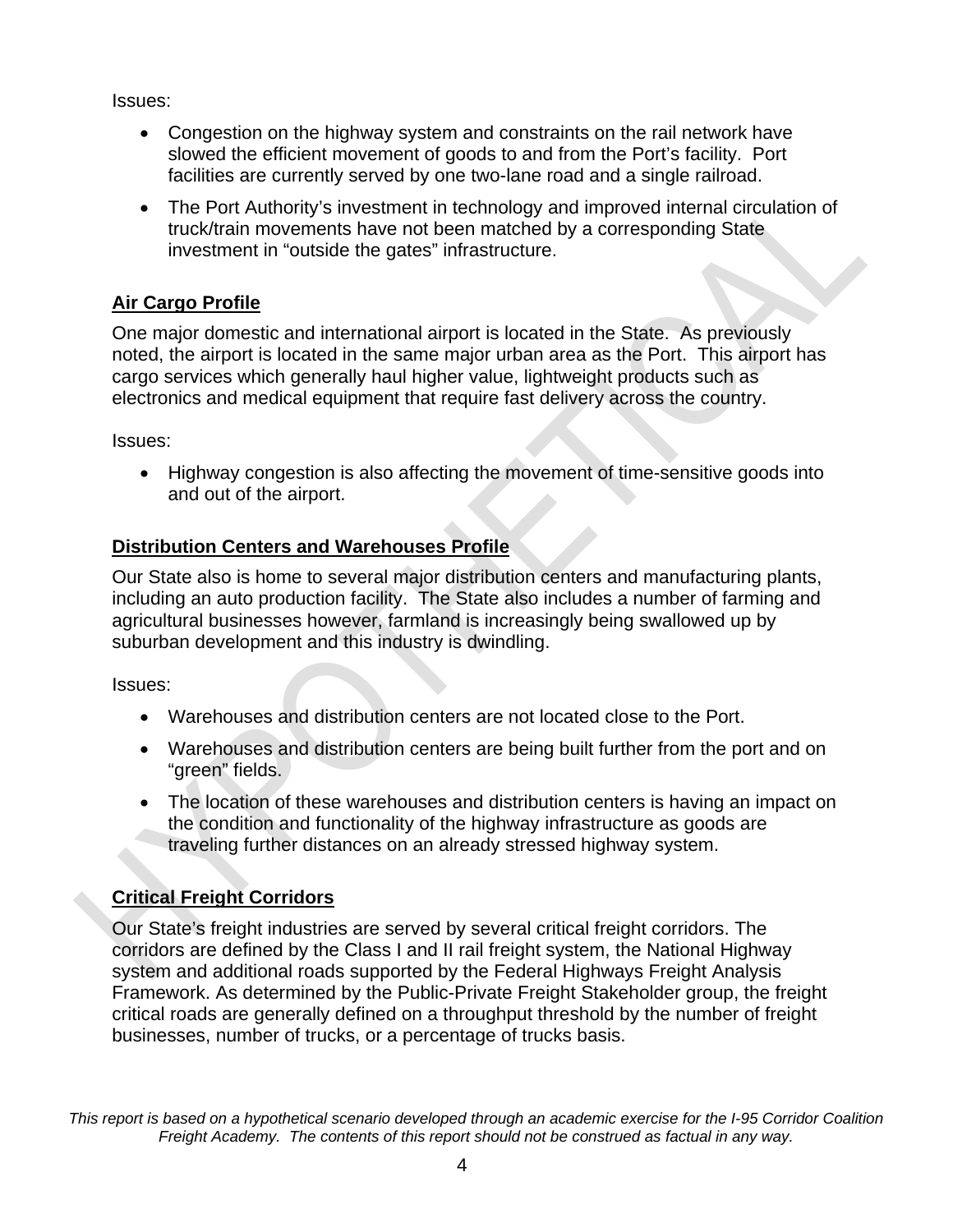Issues:

- Congestion on the highway system and constraints on the rail network have slowed the efficient movement of goods to and from the Port's facility. Port facilities are currently served by one two-lane road and a single railroad.
- The Port Authority's investment in technology and improved internal circulation of truck/train movements have not been matched by a corresponding State investment in "outside the gates" infrastructure.

## Air Cargo Profile

One major domestic and international airport is located in the State. As previously noted, the airport is located in the same major urban area as the Port. This airport has cargo services which generally haul higher value, lightweight products such as electronics and medical equipment that require fast delivery across the country.

Issues:

- Highway congestion is also affecting the movement of time-sensitive goods into and out of the airport.

## Distribution Centers and Warehouses Profile

Our State also is home to several major distribution centers and manufacturing plants, including an auto production facility. The State also includes a number of farming and agricultural businesses however, farmland is increasingly being swallowed up by suburban development and this industry is dwindling.

Issues:

- Warehouses and distribution centers are not located close to the Port.
- Warehouses and distribution centers are being built further from the port and on "green" fields.
- The location of these warehouses and distribution centers is having an impact on the condition and functionality of the highway infrastructure as goods are traveling further distances on an already stressed highway system.

## Critical Freight Corridors

Our State's freight industries are served by several critical freight corridors. The corridors are defined by the Class I and II rail freight system, the National Highway system and additional roads supported by the Federal Highways Freight Analysis Framework. As determined by the Public-Private Freight Stakeholder group, the freight critical roads are generally defined on a throughput threshold by the number of freight businesses, number of trucks, or a percentage of trucks basis.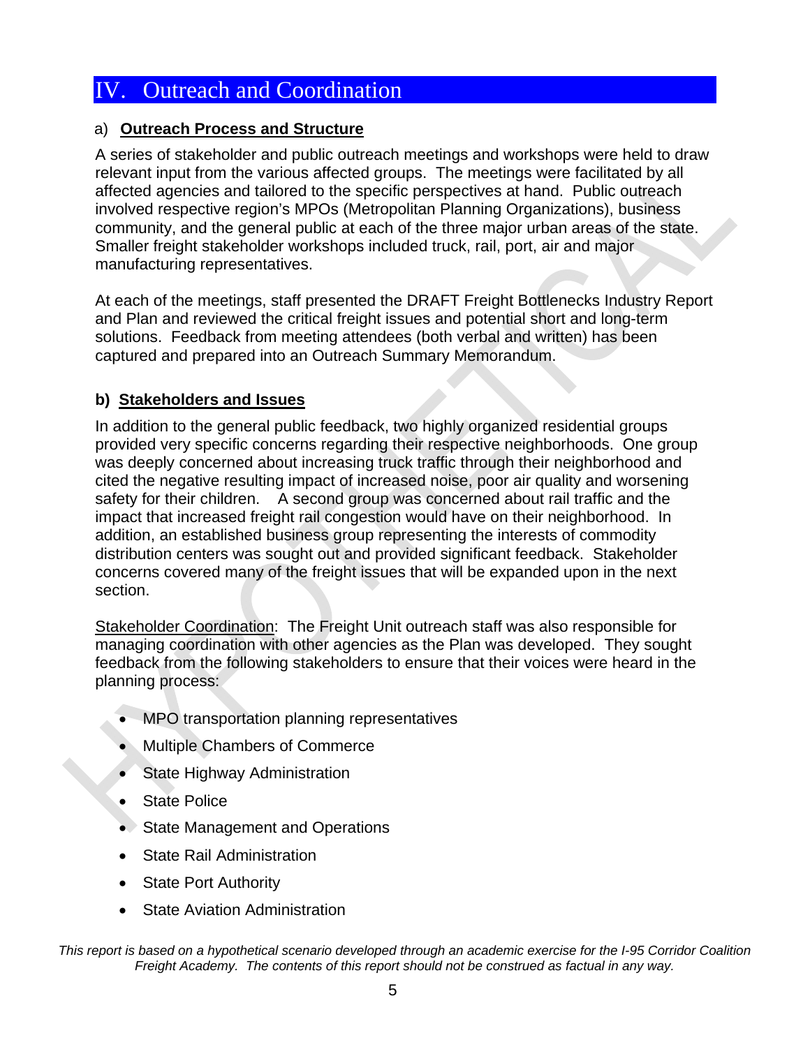# IV. Outreach and Coordination

## a) Outreach Process and Structure

A series of stakeholder and public outreach meetings and workshops were held to draw relevant input from the various affected groups. The meetings were facilitated by all affected agencies and tailored to the specific perspectives at hand. Public outreach involved respective region's MPOs (Metropolitan Planning Organizations), business community, and the general public at each of the three major urban areas of the state. Smaller freight stakeholder workshops included truck, rail, port, air and major manufacturing representatives.

At each of the meetings, staff presented the DRAFT Freight Bottlenecks Industry Report and Plan and reviewed the critical freight issues and potential short and long-term solutions. Feedback from meeting attendees (both verbal and written) has been captured and prepared into an Outreach Summary Memorandum.

## b) Stakeholders and Issues

In addition to the general public feedback, two highly organized residential groups provided very specific concerns regarding their respective neighborhoods. One group was deeply concerned about increasing truck traffic through their neighborhood and cited the negative resulting impact of increased noise, poor air quality and worsening safety for their children. A second group was concerned about rail traffic and the impact that increased freight rail congestion would have on their neighborhood. In addition, an established business group representing the interests of commodity distribution centers was sought out and provided significant feedback. Stakeholder concerns covered many of the freight issues that will be expanded upon in the next section.

Stakeholder Coordination: The Freight Unit outreach staff was also responsible for managing coordination with other agencies as the Plan was developed. They sought feedback from the following stakeholders to ensure that their voices were heard in the planning process:

- MPO transportation planning representatives
- Multiple Chambers of Commerce
- State Highway Administration
- State Police
- State Management and Operations
- State Rail Administration
- State Port Authority
- State Aviation Administration

*This report is based on a hypothetical scenario developed through an academic exercise for the I-95 Corridor Coalition Freight Academy. The contents of this report should not be construed as factual in any way.*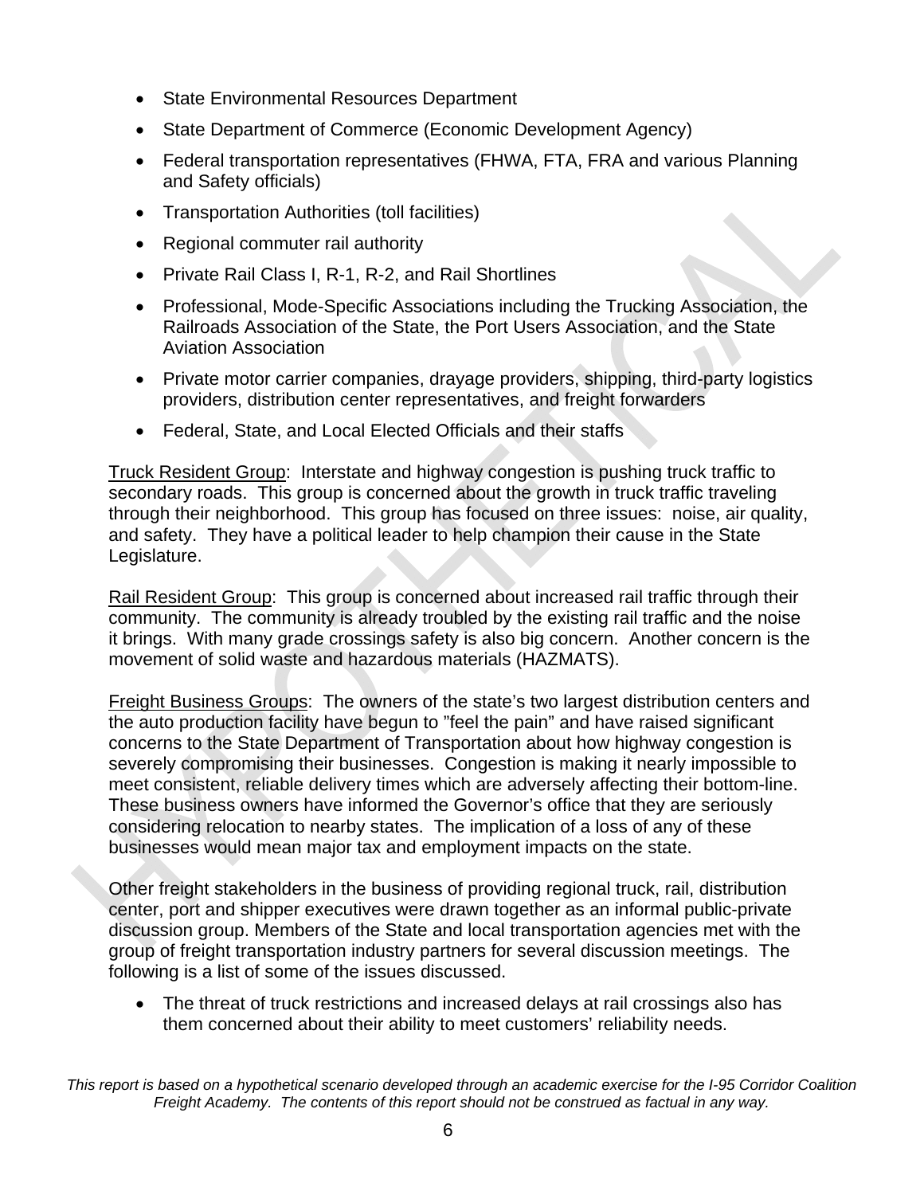- State Environmental Resources Department
- State Department of Commerce (Economic Development Agency)
- Federal transportation representatives (FHWA, FTA, FRA and various Planning and Safety officials)
- Transportation Authorities (toll facilities)
- Regional commuter rail authority
- Private Rail Class I, R-1, R-2, and Rail Shortlines
- Professional, Mode-Specific Associations including the Trucking Association, the Railroads Association of the State, the Port Users Association, and the State Aviation Association
- Private motor carrier companies, drayage providers, shipping, third-party logistics providers, distribution center representatives, and freight forwarders
- Federal, State, and Local Elected Officials and their staffs

Truck Resident Group: Interstate and highway congestion is pushing truck traffic to secondary roads. This group is concerned about the growth in truck traffic traveling through their neighborhood. This group has focused on three issues: noise, air quality, and safety. They have a political leader to help champion their cause in the State Legislature.

Rail Resident Group: This group is concerned about increased rail traffic through their community. The community is already troubled by the existing rail traffic and the noise it brings. With many grade crossings safety is also big concern. Another concern is the movement of solid waste and hazardous materials (HAZMATS).

Freight Business Groups: The owners of the state's two largest distribution centers and the auto production facility have begun to "feel the pain" and have raised significant concerns to the State Department of Transportation about how highway congestion is severely compromising their businesses. Congestion is making it nearly impossible to meet consistent, reliable delivery times which are adversely affecting their bottom-line. These business owners have informed the Governor's office that they are seriously considering relocation to nearby states. The implication of a loss of any of these businesses would mean major tax and employment impacts on the state.

Other freight stakeholders in the business of providing regional truck, rail, distribution center, port and shipper executives were drawn together as an informal public-private discussion group. Members of the State and local transportation agencies met with the group of freight transportation industry partners for several discussion meetings. The following is a list of some of the issues discussed.

- The threat of truck restrictions and increased delays at rail crossings also has them concerned about their ability to meet customers' reliability needs.

*This report is based on a hypothetical scenario developed through an academic exercise for the I-95 Corridor Coalition Freight Academy. The contents of this report should not be construed as factual in any way.*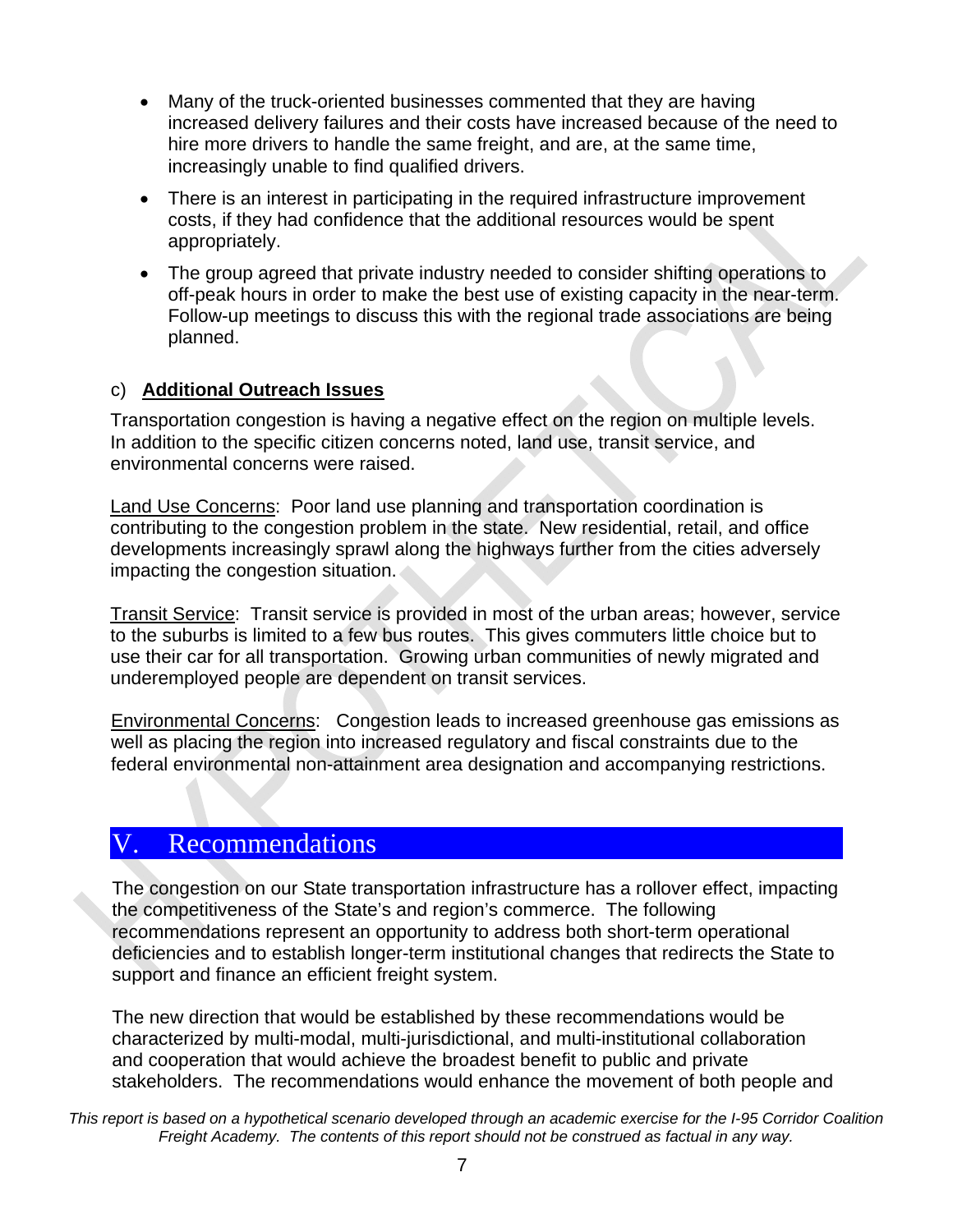- Many of the truck-oriented businesses commented that they are having increased delivery failures and their costs have increased because of the need to hire more drivers to handle the same freight, and are, at the same time, increasingly unable to find qualified drivers.
- There is an interest in participating in the required infrastructure improvement costs, if they had confidence that the additional resources would be spent appropriately.
- The group agreed that private industry needed to consider shifting operations to off-peak hours in order to make the best use of existing capacity in the near-term. Follow-up meetings to discuss this with the regional trade associations are being planned.

### c) **Additional Outreach Issues**

Transportation congestion is having a negative effect on the region on multiple levels. In addition to the specific citizen concerns noted, land use, transit service, and environmental concerns were raised.

Land Use Concerns: Poor land use planning and transportation coordination is contributing to the congestion problem in the state. New residential, retail, and office developments increasingly sprawl along the highways further from the cities adversely impacting the congestion situation.

Transit Service: Transit service is provided in most of the urban areas; however, service to the suburbs is limited to a few bus routes. This gives commuters little choice but to use their car for all transportation. Growing urban communities of newly migrated and underemployed people are dependent on transit services.

Environmental Concerns: Congestion leads to increased greenhouse gas emissions as well as placing the region into increased regulatory and fiscal constraints due to the federal environmental non-attainment area designation and accompanying restrictions.

# V. Recommendations

The congestion on our State transportation infrastructure has a rollover effect, impacting the competitiveness of the State's and region's commerce. The following recommendations represent an opportunity to address both short-term operational deficiencies and to establish longer-term institutional changes that redirects the State to support and finance an efficient freight system.

The new direction that would be established by these recommendations would be characterized by multi-modal, multi-jurisdictional, and multi-institutional collaboration and cooperation that would achieve the broadest benefit to public and private stakeholders. The recommendations would enhance the movement of both people and

*This report is based on a hypothetical scenario developed through an academic exercise for the I-95 Corridor Coalition Freight Academy. The contents of this report should not be construed as factual in any way.*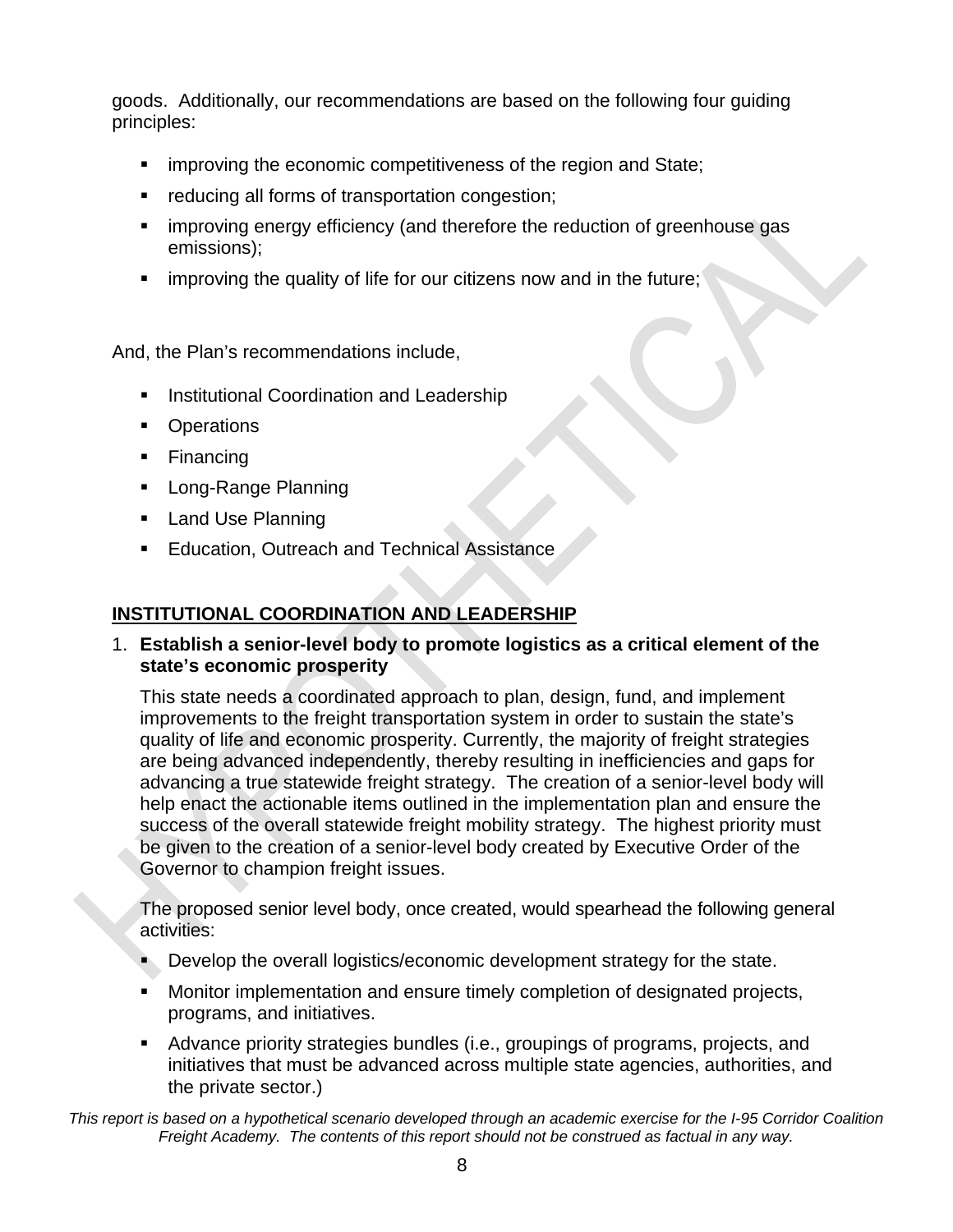goods. Additionally, our recommendations are based on the following four guiding principles:

- improving the economic competitiveness of the region and State;
- reducing all forms of transportation congestion;
- improving energy efficiency (and therefore the reduction of greenhouse gas emissions);
- improving the quality of life for our citizens now and in the future;

And, the Plan's recommendations include,

- Institutional Coordination and Leadership
- Operations
- Financing
- Long-Range Planning
- Land Use Planning
- Education, Outreach and Technical Assistance

## INSTITUTIONAL COORDINATION AND LEADERSHIP

1. **Establish a senior-level body to promote logistics as a critical element of the state's economic prosperity**

   This state needs a coordinated approach to plan, design, fund, and implement improvements to the freight transportation system in order to sustain the state's quality of life and economic prosperity. Currently, the majority of freight strategies are being advanced independently, thereby resulting in inefficiencies and gaps for advancing a true statewide freight strategy. The creation of a senior-level body will help enact the actionable items outlined in the implementation plan and ensure the success of the overall statewide freight mobility strategy. The highest priority must be given to the creation of a senior-level body created by Executive Order of the Governor to champion freight issues.

   The proposed senior level body, once created, would spearhead the following general activities:

   - Develop the overall logistics/economic development strategy for the state.
   - Monitor implementation and ensure timely completion of designated projects, programs, and initiatives.
   - Advance priority strategies bundles (i.e., groupings of programs, projects, and initiatives that must be advanced across multiple state agencies, authorities, and the private sector.)

*This report is based on a hypothetical scenario developed through an academic exercise for the I-95 Corridor Coalition Freight Academy. The contents of this report should not be construed as factual in any way.*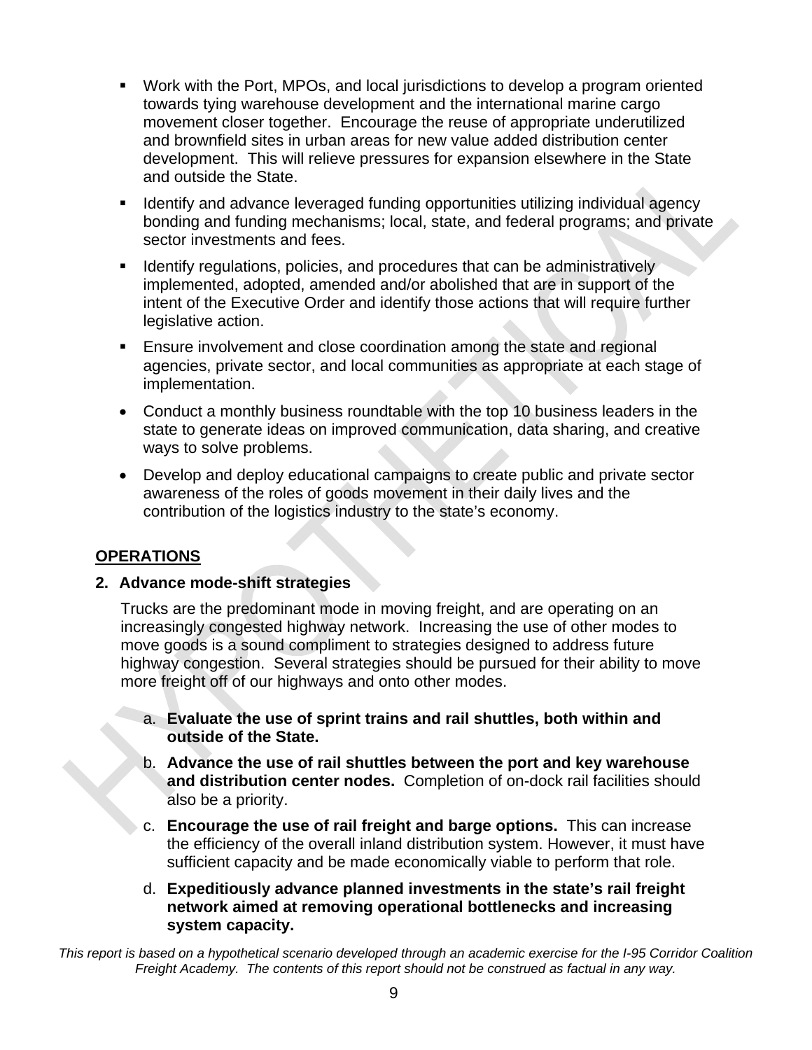- Work with the Port, MPOs, and local jurisdictions to develop a program oriented towards tying warehouse development and the international marine cargo movement closer together. Encourage the reuse of appropriate underutilized and brownfield sites in urban areas for new value added distribution center development. This will relieve pressures for expansion elsewhere in the State and outside the State.
- Identify and advance leveraged funding opportunities utilizing individual agency bonding and funding mechanisms; local, state, and federal programs; and private sector investments and fees.
- Identify regulations, policies, and procedures that can be administratively implemented, adopted, amended and/or abolished that are in support of the intent of the Executive Order and identify those actions that will require further legislative action.
- Ensure involvement and close coordination among the state and regional agencies, private sector, and local communities as appropriate at each stage of implementation.
- Conduct a monthly business roundtable with the top 10 business leaders in the state to generate ideas on improved communication, data sharing, and creative ways to solve problems.
- Develop and deploy educational campaigns to create public and private sector awareness of the roles of goods movement in their daily lives and the contribution of the logistics industry to the state's economy.

## OPERATIONS

### 2. Advance mode-shift strategies

Trucks are the predominant mode in moving freight, and are operating on an increasingly congested highway network. Increasing the use of other modes to move goods is a sound compliment to strategies designed to address future highway congestion. Several strategies should be pursued for their ability to move more freight off of our highways and onto other modes.

a. **Evaluate the use of sprint trains and rail shuttles, both within and outside of the State.**

b. **Advance the use of rail shuttles between the port and key warehouse and distribution center nodes.** Completion of on-dock rail facilities should also be a priority.

c. **Encourage the use of rail freight and barge options.** This can increase the efficiency of the overall inland distribution system. However, it must have sufficient capacity and be made economically viable to perform that role.

d. **Expeditiously advance planned investments in the state's rail freight network aimed at removing operational bottlenecks and increasing system capacity.**

*This report is based on a hypothetical scenario developed through an academic exercise for the I-95 Corridor Coalition Freight Academy. The contents of this report should not be construed as factual in any way.*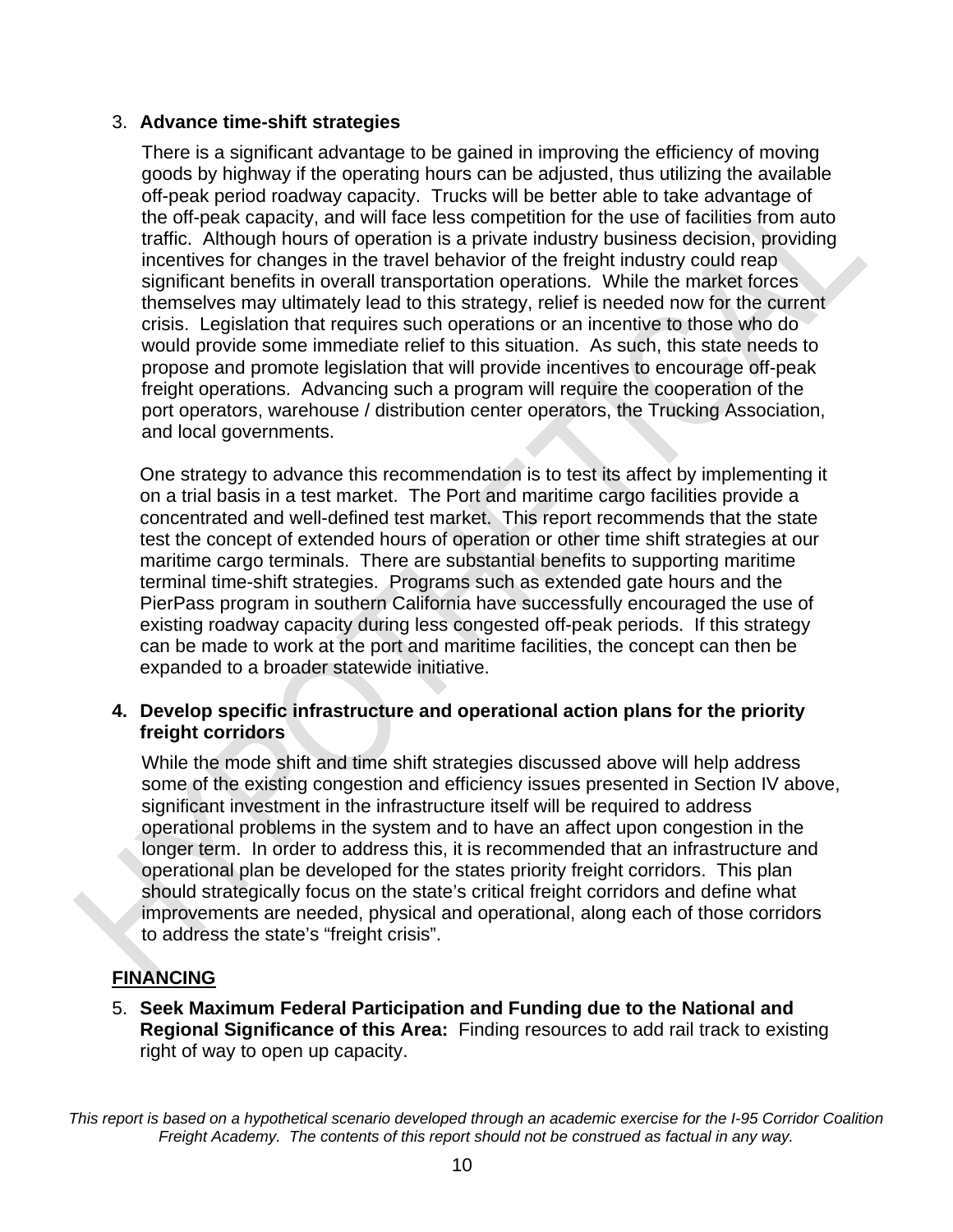3. **Advance time-shift strategies**

   There is a significant advantage to be gained in improving the efficiency of moving goods by highway if the operating hours can be adjusted, thus utilizing the available off-peak period roadway capacity. Trucks will be better able to take advantage of the off-peak capacity, and will face less competition for the use of facilities from auto traffic. Although hours of operation is a private industry business decision, providing incentives for changes in the travel behavior of the freight industry could reap significant benefits in overall transportation operations. While the market forces themselves may ultimately lead to this strategy, relief is needed now for the current crisis. Legislation that requires such operations or an incentive to those who do would provide some immediate relief to this situation. As such, this state needs to propose and promote legislation that will provide incentives to encourage off-peak freight operations. Advancing such a program will require the cooperation of the port operators, warehouse / distribution center operators, the Trucking Association, and local governments.

   One strategy to advance this recommendation is to test its affect by implementing it on a trial basis in a test market. The Port and maritime cargo facilities provide a concentrated and well-defined test market. This report recommends that the state test the concept of extended hours of operation or other time shift strategies at our maritime cargo terminals. There are substantial benefits to supporting maritime terminal time-shift strategies. Programs such as extended gate hours and the PierPass program in southern California have successfully encouraged the use of existing roadway capacity during less congested off-peak periods. If this strategy can be made to work at the port and maritime facilities, the concept can then be expanded to a broader statewide initiative.

4. **Develop specific infrastructure and operational action plans for the priority freight corridors**

   While the mode shift and time shift strategies discussed above will help address some of the existing congestion and efficiency issues presented in Section IV above, significant investment in the infrastructure itself will be required to address operational problems in the system and to have an affect upon congestion in the longer term. In order to address this, it is recommended that an infrastructure and operational plan be developed for the states priority freight corridors. This plan should strategically focus on the state's critical freight corridors and define what improvements are needed, physical and operational, along each of those corridors to address the state's "freight crisis".

**FINANCING**

5. **Seek Maximum Federal Participation and Funding due to the National and Regional Significance of this Area:** Finding resources to add rail track to existing right of way to open up capacity.

*This report is based on a hypothetical scenario developed through an academic exercise for the I-95 Corridor Coalition Freight Academy. The contents of this report should not be construed as factual in any way.*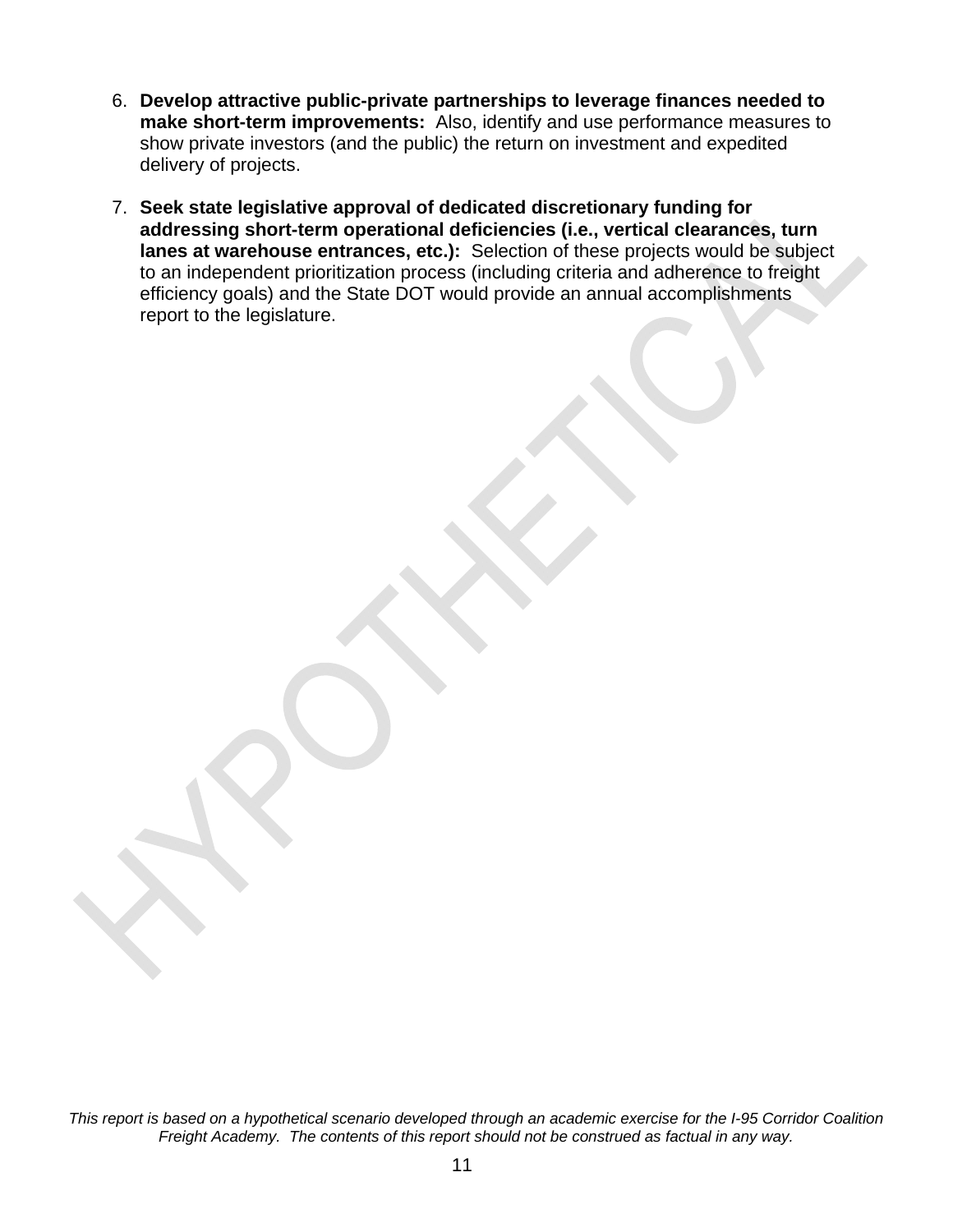6. **Develop attractive public-private partnerships to leverage finances needed to make short-term improvements:** Also, identify and use performance measures to show private investors (and the public) the return on investment and expedited delivery of projects.

7. **Seek state legislative approval of dedicated discretionary funding for addressing short-term operational deficiencies (i.e., vertical clearances, turn lanes at warehouse entrances, etc.):** Selection of these projects would be subject to an independent prioritization process (including criteria and adherence to freight efficiency goals) and the State DOT would provide an annual accomplishments report to the legislature.

*This report is based on a hypothetical scenario developed through an academic exercise for the I-95 Corridor Coalition Freight Academy. The contents of this report should not be construed as factual in any way.*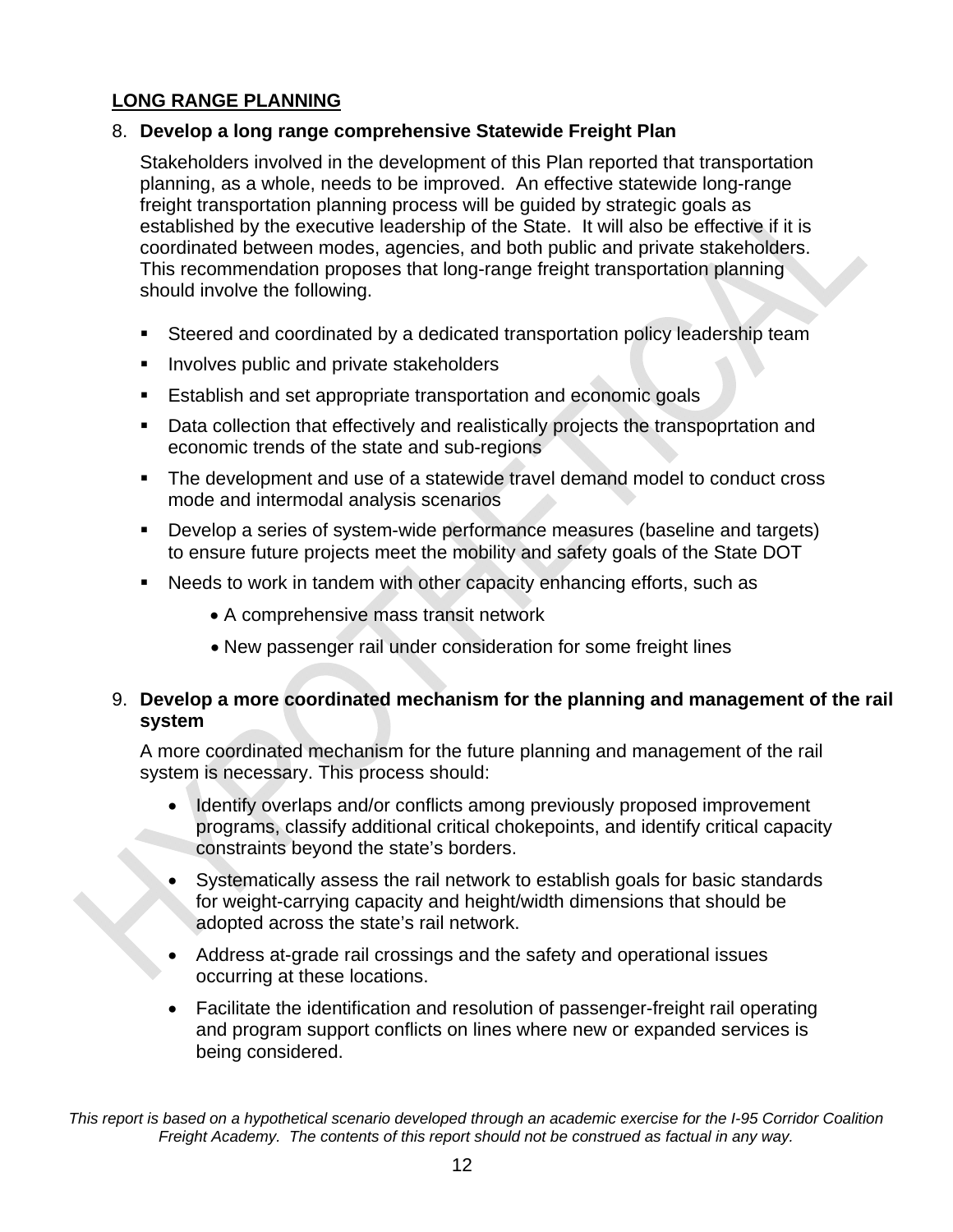## LONG RANGE PLANNING

8. **Develop a long range comprehensive Statewide Freight Plan**

   Stakeholders involved in the development of this Plan reported that transportation planning, as a whole, needs to be improved. An effective statewide long-range freight transportation planning process will be guided by strategic goals as established by the executive leadership of the State. It will also be effective if it is coordinated between modes, agencies, and both public and private stakeholders. This recommendation proposes that long-range freight transportation planning should involve the following.

   - Steered and coordinated by a dedicated transportation policy leadership team
   - Involves public and private stakeholders
   - Establish and set appropriate transportation and economic goals
   - Data collection that effectively and realistically projects the transpoportation and economic trends of the state and sub-regions
   - The development and use of a statewide travel demand model to conduct cross mode and intermodal analysis scenarios
   - Develop a series of system-wide performance measures (baseline and targets) to ensure future projects meet the mobility and safety goals of the State DOT
   - Needs to work in tandem with other capacity enhancing efforts, such as
     - A comprehensive mass transit network
     - New passenger rail under consideration for some freight lines

9. **Develop a more coordinated mechanism for the planning and management of the rail system**

   A more coordinated mechanism for the future planning and management of the rail system is necessary. This process should:

   - Identify overlaps and/or conflicts among previously proposed improvement programs, classify additional critical chokepoints, and identify critical capacity constraints beyond the state's borders.
   - Systematically assess the rail network to establish goals for basic standards for weight-carrying capacity and height/width dimensions that should be adopted across the state's rail network.
   - Address at-grade rail crossings and the safety and operational issues occurring at these locations.
   - Facilitate the identification and resolution of passenger-freight rail operating and program support conflicts on lines where new or expanded services is being considered.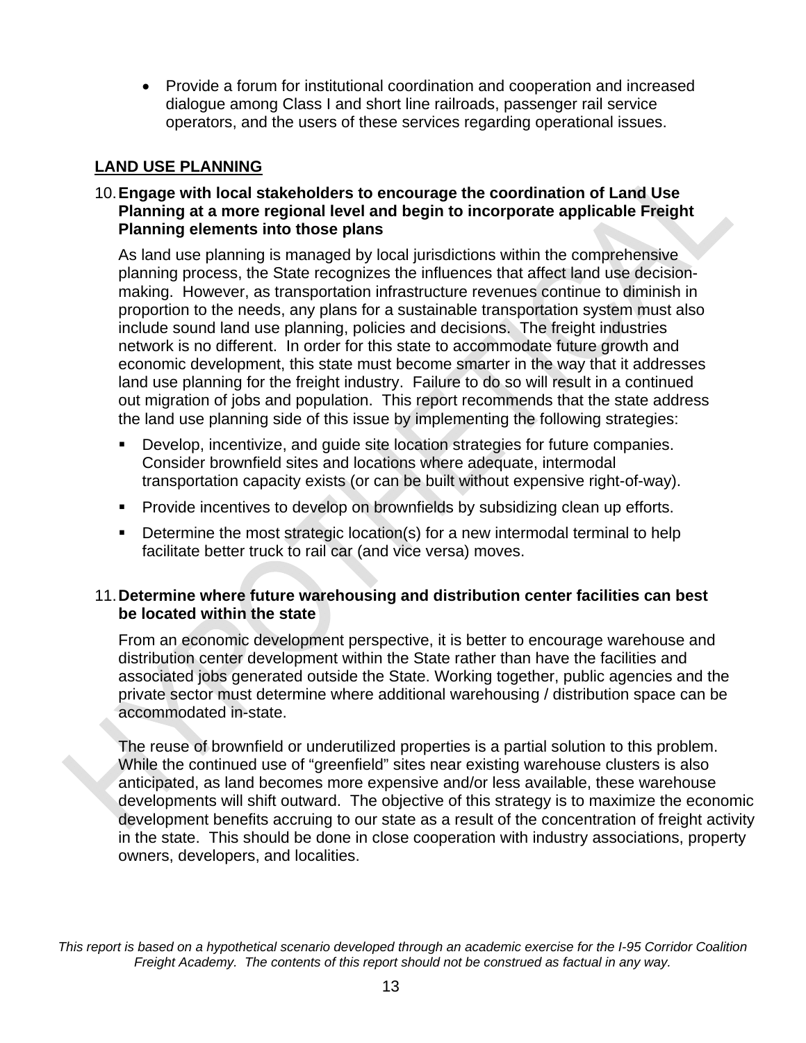- Provide a forum for institutional coordination and cooperation and increased dialogue among Class I and short line railroads, passenger rail service operators, and the users of these services regarding operational issues.

## LAND USE PLANNING

10. **Engage with local stakeholders to encourage the coordination of Land Use Planning at a more regional level and begin to incorporate applicable Freight Planning elements into those plans**

    As land use planning is managed by local jurisdictions within the comprehensive planning process, the State recognizes the influences that affect land use decision-making. However, as transportation infrastructure revenues continue to diminish in proportion to the needs, any plans for a sustainable transportation system must also include sound land use planning, policies and decisions. The freight industries network is no different. In order for this state to accommodate future growth and economic development, this state must become smarter in the way that it addresses land use planning for the freight industry. Failure to do so will result in a continued out migration of jobs and population. This report recommends that the state address the land use planning side of this issue by implementing the following strategies:

    - Develop, incentivize, and guide site location strategies for future companies. Consider brownfield sites and locations where adequate, intermodal transportation capacity exists (or can be built without expensive right-of-way).
    - Provide incentives to develop on brownfields by subsidizing clean up efforts.
    - Determine the most strategic location(s) for a new intermodal terminal to help facilitate better truck to rail car (and vice versa) moves.

11. **Determine where future warehousing and distribution center facilities can best be located within the state**

    From an economic development perspective, it is better to encourage warehouse and distribution center development within the State rather than have the facilities and associated jobs generated outside the State. Working together, public agencies and the private sector must determine where additional warehousing / distribution space can be accommodated in-state.

    The reuse of brownfield or underutilized properties is a partial solution to this problem. While the continued use of "greenfield" sites near existing warehouse clusters is also anticipated, as land becomes more expensive and/or less available, these warehouse developments will shift outward. The objective of this strategy is to maximize the economic development benefits accruing to our state as a result of the concentration of freight activity in the state. This should be done in close cooperation with industry associations, property owners, developers, and localities.

*This report is based on a hypothetical scenario developed through an academic exercise for the I-95 Corridor Coalition Freight Academy. The contents of this report should not be construed as factual in any way.*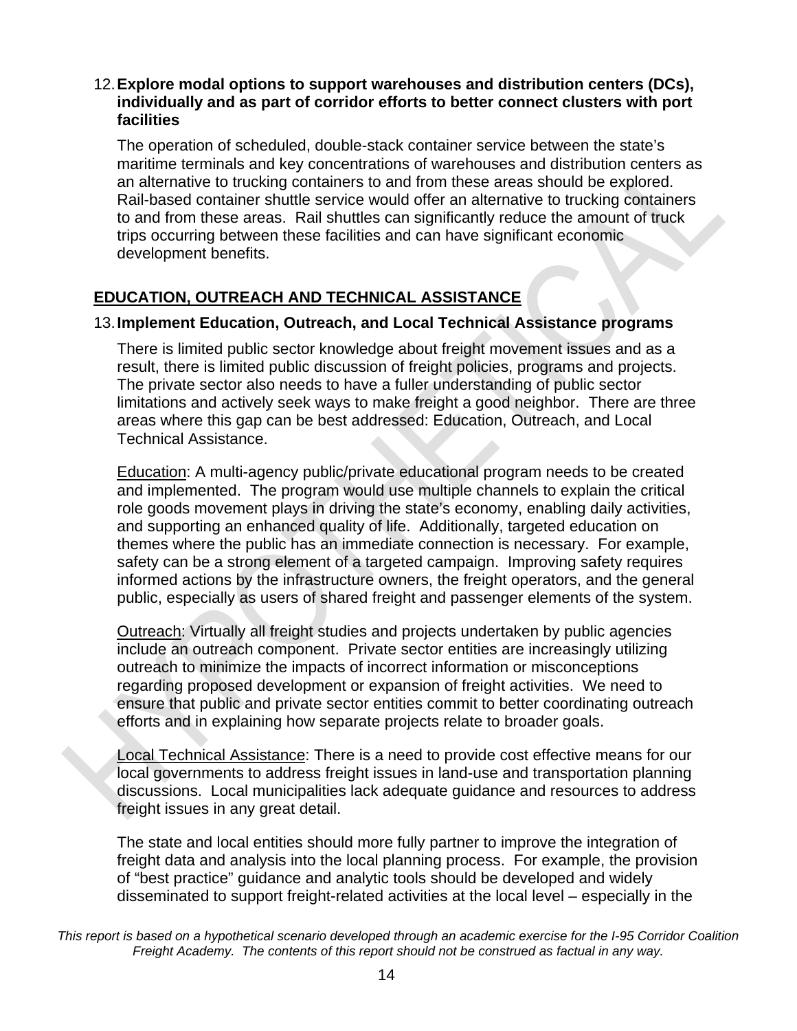12. **Explore modal options to support warehouses and distribution centers (DCs), individually and as part of corridor efforts to better connect clusters with port facilities**

    The operation of scheduled, double-stack container service between the state's maritime terminals and key concentrations of warehouses and distribution centers as an alternative to trucking containers to and from these areas should be explored. Rail-based container shuttle service would offer an alternative to trucking containers to and from these areas. Rail shuttles can significantly reduce the amount of truck trips occurring between these facilities and can have significant economic development benefits.

## EDUCATION, OUTREACH AND TECHNICAL ASSISTANCE

13. **Implement Education, Outreach, and Local Technical Assistance programs**

    There is limited public sector knowledge about freight movement issues and as a result, there is limited public discussion of freight policies, programs and projects. The private sector also needs to have a fuller understanding of public sector limitations and actively seek ways to make freight a good neighbor. There are three areas where this gap can be best addressed: Education, Outreach, and Local Technical Assistance.

    Education: A multi-agency public/private educational program needs to be created and implemented. The program would use multiple channels to explain the critical role goods movement plays in driving the state's economy, enabling daily activities, and supporting an enhanced quality of life. Additionally, targeted education on themes where the public has an immediate connection is necessary. For example, safety can be a strong element of a targeted campaign. Improving safety requires informed actions by the infrastructure owners, the freight operators, and the general public, especially as users of shared freight and passenger elements of the system.

    Outreach: Virtually all freight studies and projects undertaken by public agencies include an outreach component. Private sector entities are increasingly utilizing outreach to minimize the impacts of incorrect information or misconceptions regarding proposed development or expansion of freight activities. We need to ensure that public and private sector entities commit to better coordinating outreach efforts and in explaining how separate projects relate to broader goals.

    Local Technical Assistance: There is a need to provide cost effective means for our local governments to address freight issues in land-use and transportation planning discussions. Local municipalities lack adequate guidance and resources to address freight issues in any great detail.

    The state and local entities should more fully partner to improve the integration of freight data and analysis into the local planning process. For example, the provision of "best practice" guidance and analytic tools should be developed and widely disseminated to support freight-related activities at the local level – especially in the

*This report is based on a hypothetical scenario developed through an academic exercise for the I-95 Corridor Coalition Freight Academy. The contents of this report should not be construed as factual in any way.*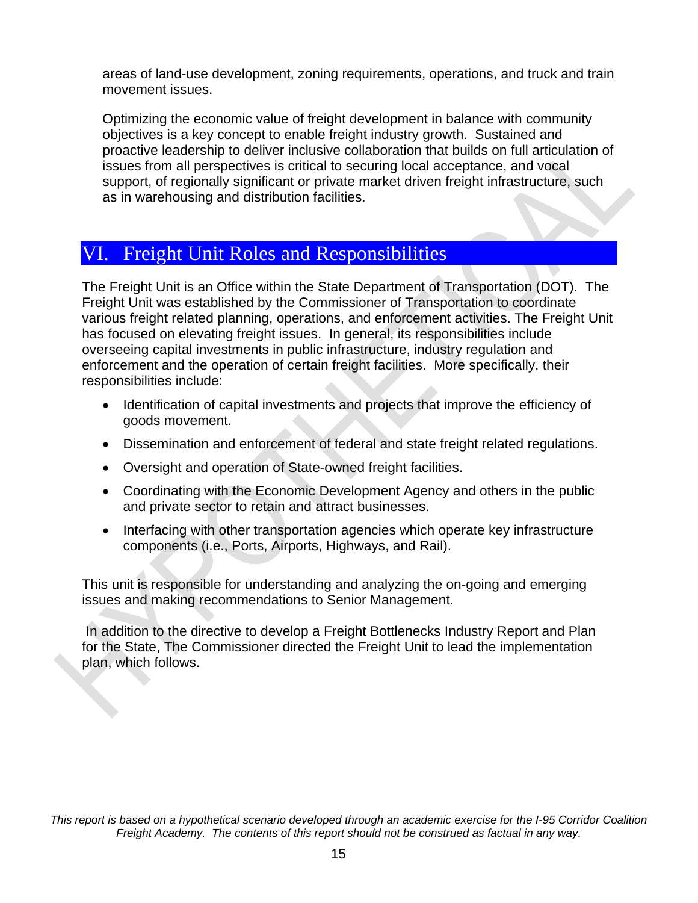areas of land-use development, zoning requirements, operations, and truck and train movement issues.

Optimizing the economic value of freight development in balance with community objectives is a key concept to enable freight industry growth. Sustained and proactive leadership to deliver inclusive collaboration that builds on full articulation of issues from all perspectives is critical to securing local acceptance, and vocal support, of regionally significant or private market driven freight infrastructure, such as in warehousing and distribution facilities.

# VI. Freight Unit Roles and Responsibilities

The Freight Unit is an Office within the State Department of Transportation (DOT). The Freight Unit was established by the Commissioner of Transportation to coordinate various freight related planning, operations, and enforcement activities. The Freight Unit has focused on elevating freight issues. In general, its responsibilities include overseeing capital investments in public infrastructure, industry regulation and enforcement and the operation of certain freight facilities. More specifically, their responsibilities include:

- Identification of capital investments and projects that improve the efficiency of goods movement.
- Dissemination and enforcement of federal and state freight related regulations.
- Oversight and operation of State-owned freight facilities.
- Coordinating with the Economic Development Agency and others in the public and private sector to retain and attract businesses.
- Interfacing with other transportation agencies which operate key infrastructure components (i.e., Ports, Airports, Highways, and Rail).

This unit is responsible for understanding and analyzing the on-going and emerging issues and making recommendations to Senior Management.

In addition to the directive to develop a Freight Bottlenecks Industry Report and Plan for the State, The Commissioner directed the Freight Unit to lead the implementation plan, which follows.

*This report is based on a hypothetical scenario developed through an academic exercise for the I-95 Corridor Coalition Freight Academy. The contents of this report should not be construed as factual in any way.*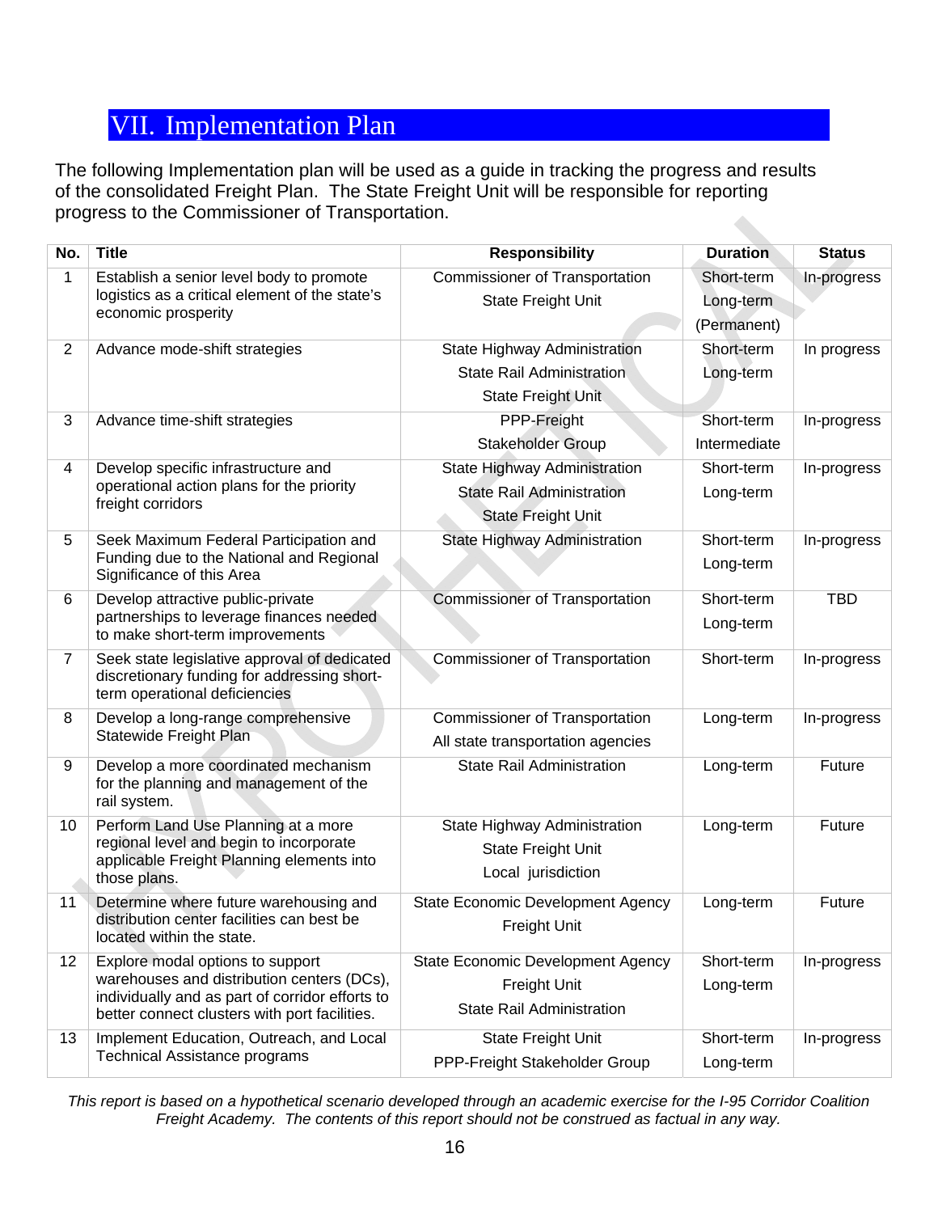# VII. Implementation Plan

The following Implementation plan will be used as a guide in tracking the progress and results of the consolidated Freight Plan. The State Freight Unit will be responsible for reporting progress to the Commissioner of Transportation.

| No. | Title | Responsibility | Duration | Status |
|---|---|---|---|---|
| 1 | Establish a senior level body to promote logistics as a critical element of the state's economic prosperity | Commissioner of Transportation<br>State Freight Unit | Short-term<br>Long-term<br>(Permanent) | In-progress |
| 2 | Advance mode-shift strategies | State Highway Administration<br>State Rail Administration<br>State Freight Unit | Short-term<br>Long-term | In progress |
| 3 | Advance time-shift strategies | PPP-Freight<br>Stakeholder Group | Short-term<br>Intermediate | In-progress |
| 4 | Develop specific infrastructure and operational action plans for the priority freight corridors | State Highway Administration<br>State Rail Administration<br>State Freight Unit | Short-term<br>Long-term | In-progress |
| 5 | Seek Maximum Federal Participation and Funding due to the National and Regional Significance of this Area | State Highway Administration | Short-term<br>Long-term | In-progress |
| 6 | Develop attractive public-private partnerships to leverage finances needed to make short-term improvements | Commissioner of Transportation | Short-term<br>Long-term | TBD |
| 7 | Seek state legislative approval of dedicated discretionary funding for addressing short-term operational deficiencies | Commissioner of Transportation | Short-term | In-progress |
| 8 | Develop a long-range comprehensive Statewide Freight Plan | Commissioner of Transportation<br>All state transportation agencies | Long-term | In-progress |
| 9 | Develop a more coordinated mechanism for the planning and management of the rail system. | State Rail Administration | Long-term | Future |
| 10 | Perform Land Use Planning at a more regional level and begin to incorporate applicable Freight Planning elements into those plans. | State Highway Administration<br>State Freight Unit<br>Local jurisdiction | Long-term | Future |
| 11 | Determine where future warehousing and distribution center facilities can best be located within the state. | State Economic Development Agency<br>Freight Unit | Long-term | Future |
| 12 | Explore modal options to support warehouses and distribution centers (DCs), individually and as part of corridor efforts to better connect clusters with port facilities. | State Economic Development Agency<br>Freight Unit<br>State Rail Administration | Short-term<br>Long-term | In-progress |
| 13 | Implement Education, Outreach, and Local Technical Assistance programs | State Freight Unit<br>PPP-Freight Stakeholder Group | Short-term<br>Long-term | In-progress |

*This report is based on a hypothetical scenario developed through an academic exercise for the I-95 Corridor Coalition Freight Academy. The contents of this report should not be construed as factual in any way.*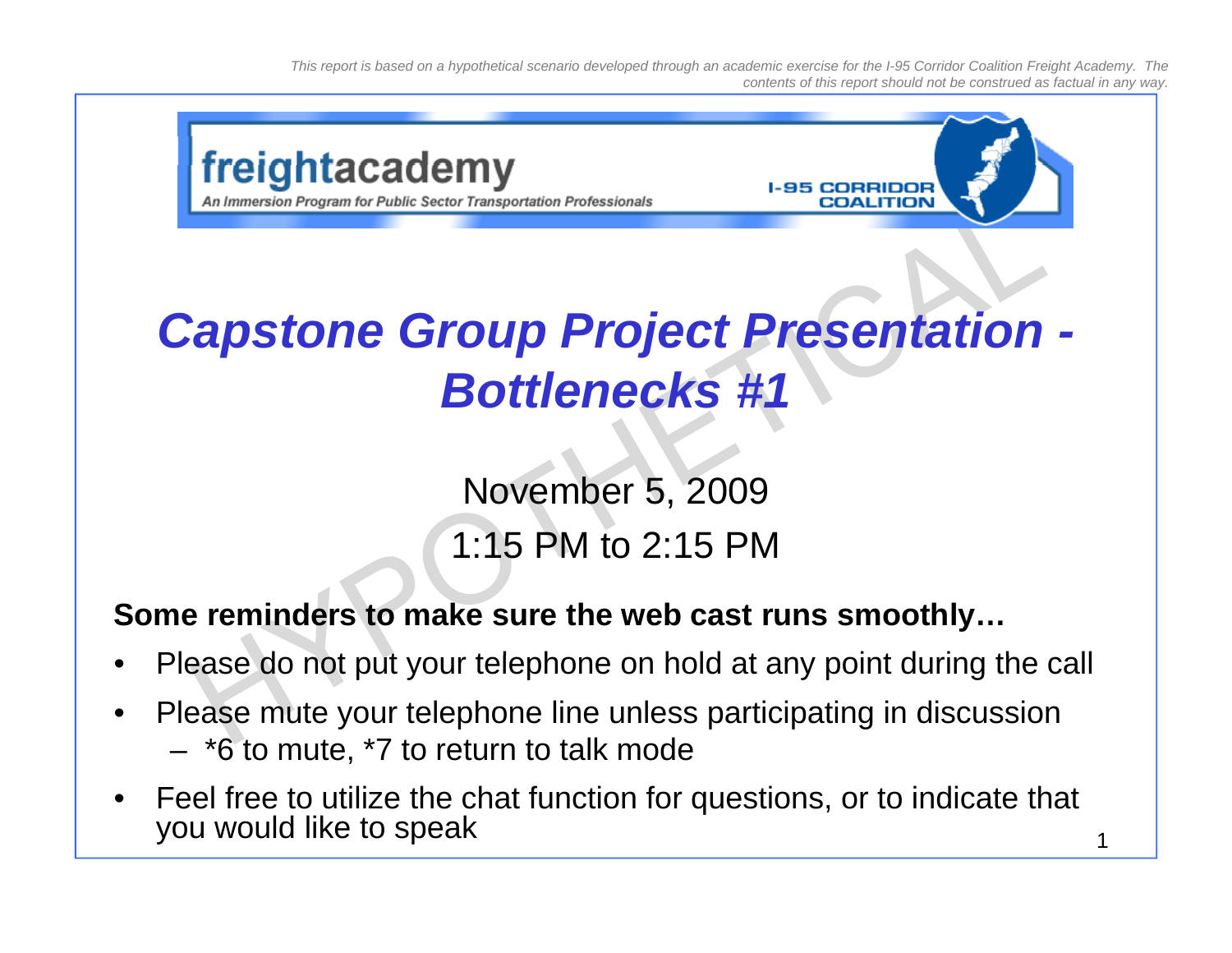This report is based on a hypothetical scenario developed through an academic exercise for the I-95 Corridor Coalition Freight Academy. The contents of this report should not be construed as factual in any way.

freightacademy

An Immersion Program for Public Sector Transportation Professionals

I-95 CORRIDOR COALITION

# *Capstone Group Project Presentation - Bottlenecks #1*

November 5, 2009

1:15 PM to 2:15 PM

**Some reminders to make sure the web cast runs smoothly…**

- Please do not put your telephone on hold at any point during the call
- Please mute your telephone line unless participating in discussion
  - *6 to mute, *7 to return to talk mode
- Feel free to utilize the chat function for questions, or to indicate that you would like to speak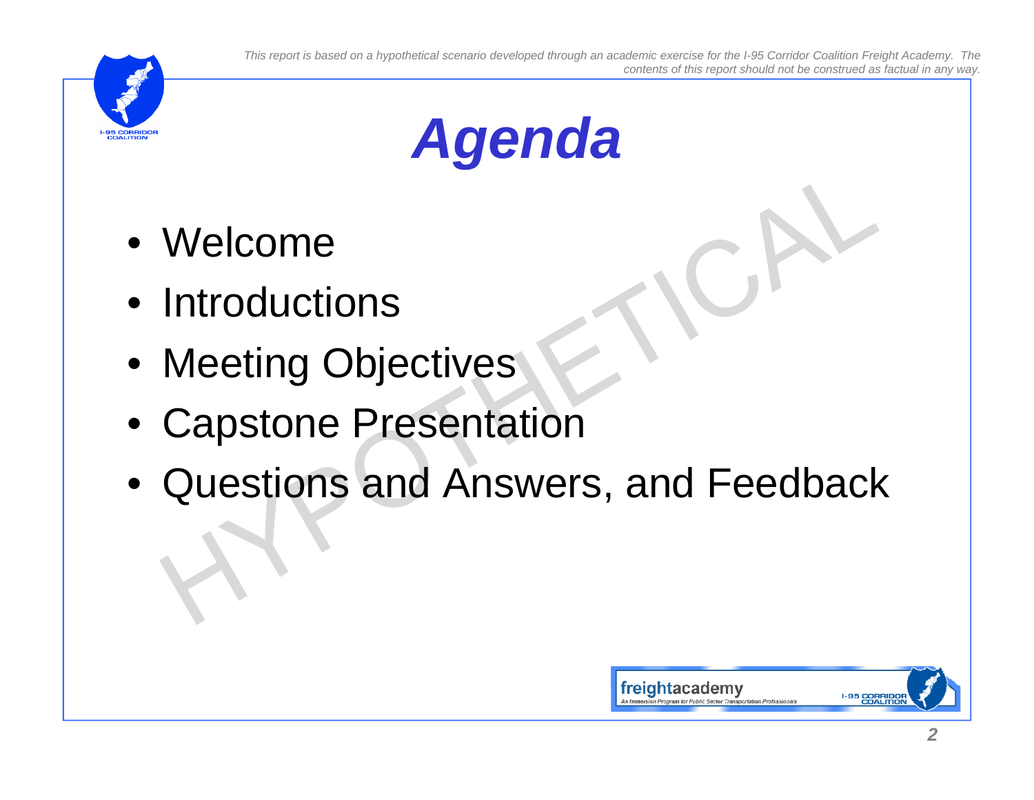*This report is based on a hypothetical scenario developed through an academic exercise for the I-95 Corridor Coalition Freight Academy. The contents of this report should not be construed as factual in any way.*

# *Agenda*

- Welcome
- Introductions
- Meeting Objectives
- Capstone Presentation
- Questions and Answers, and Feedback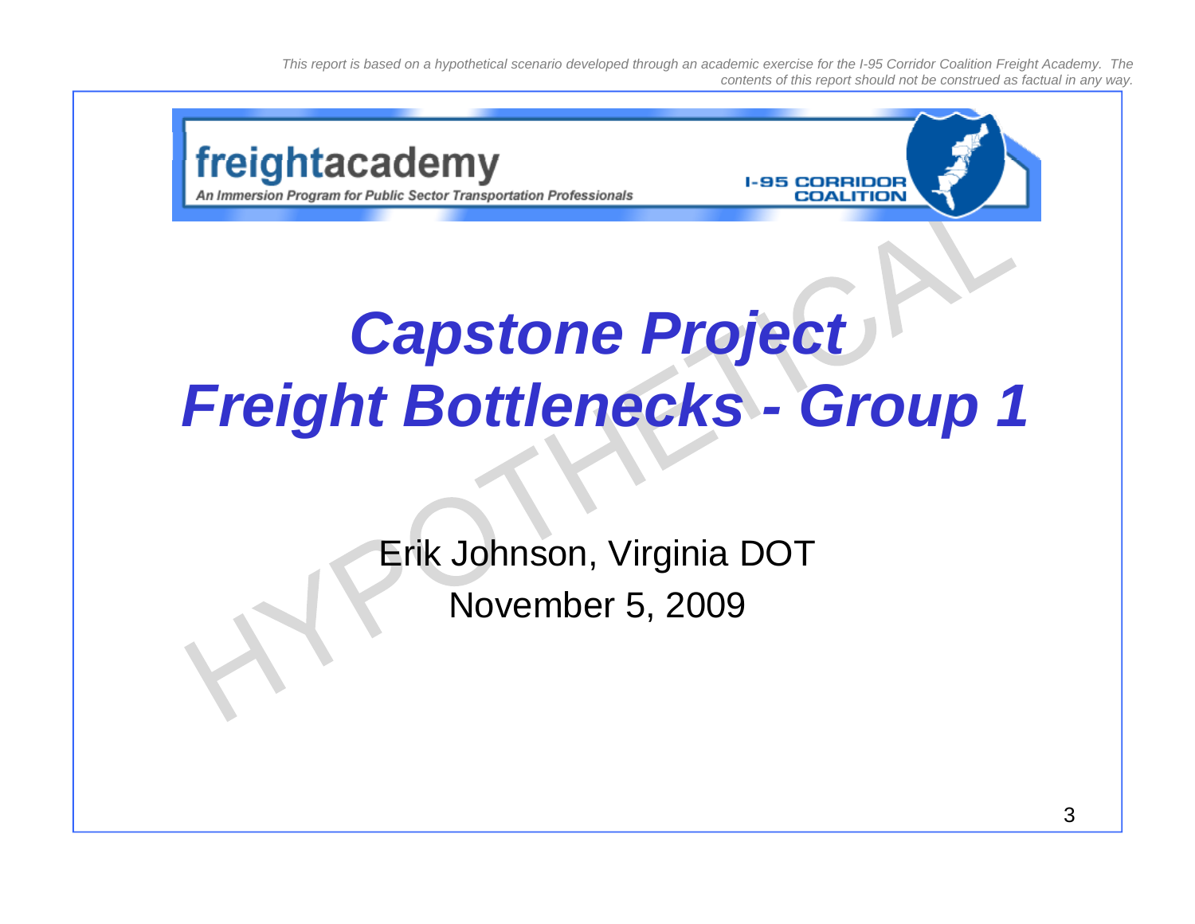This report is based on a hypothetical scenario developed through an academic exercise for the I-95 Corridor Coalition Freight Academy. The contents of this report should not be construed as factual in any way.

freightacademy

An Immersion Program for Public Sector Transportation Professionals

I-95 CORRIDOR COALITION

# *Capstone Project*
# *Freight Bottlenecks - Group 1*

Erik Johnson, Virginia DOT

November 5, 2009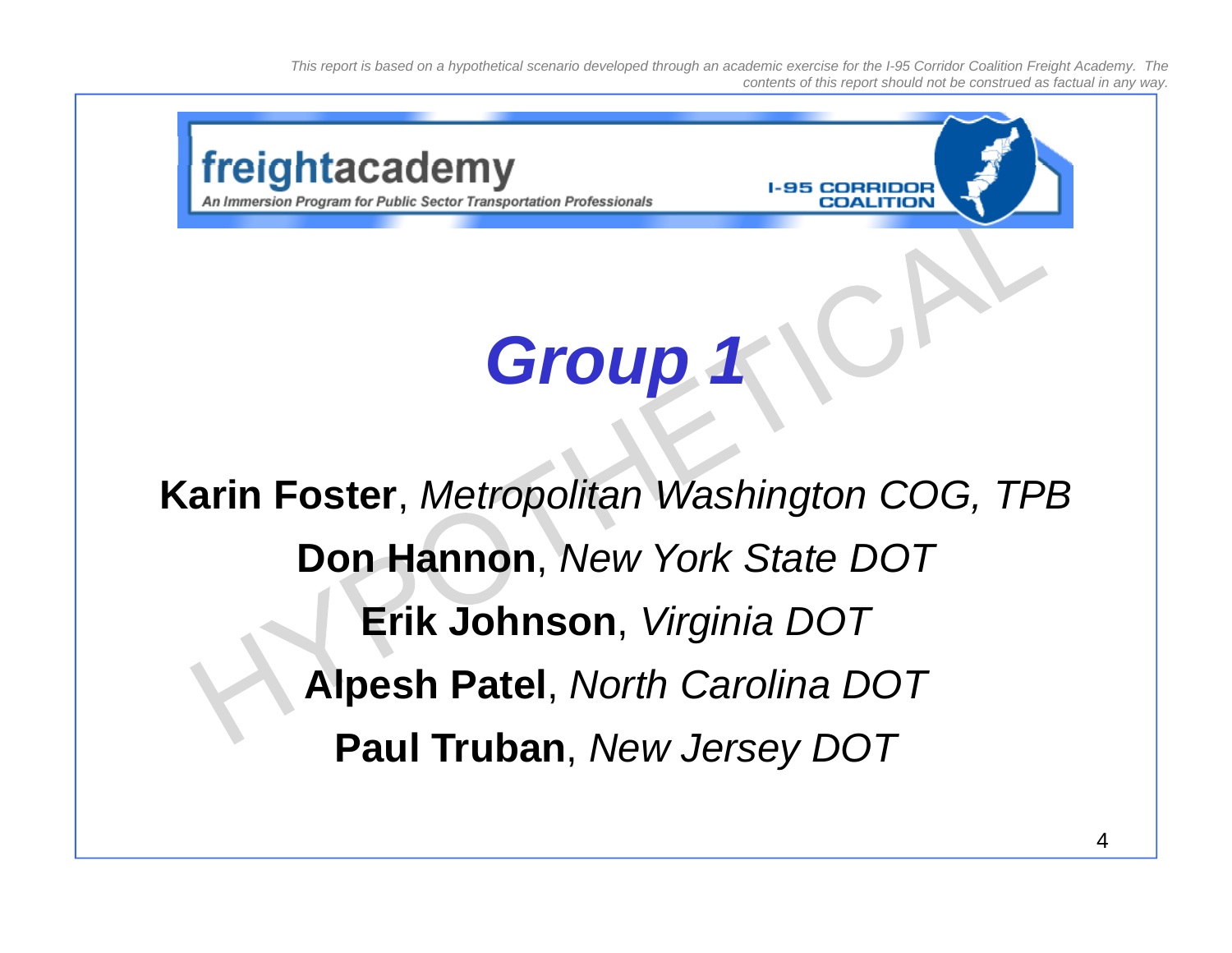This report is based on a hypothetical scenario developed through an academic exercise for the I-95 Corridor Coalition Freight Academy. The contents of this report should not be construed as factual in any way.

freightacademy

*An Immersion Program for Public Sector Transportation Professionals*

I-95 CORRIDOR COALITION

# *Group 1*

**Karin Foster**, *Metropolitan Washington COG, TPB*

**Don Hannon**, *New York State DOT*

**Erik Johnson**, *Virginia DOT*

**Alpesh Patel**, *North Carolina DOT*

**Paul Truban**, *New Jersey DOT*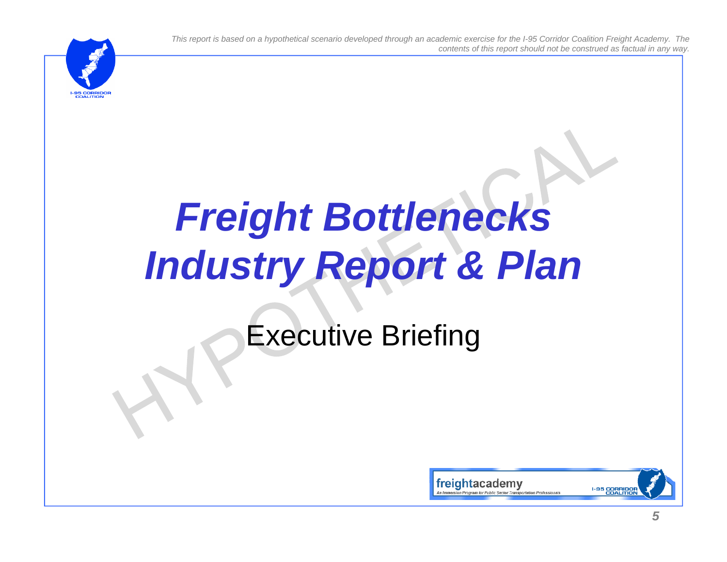*This report is based on a hypothetical scenario developed through an academic exercise for the I-95 Corridor Coalition Freight Academy. The contents of this report should not be construed as factual in any way.*

# *Freight Bottlenecks Industry Report & Plan*

## Executive Briefing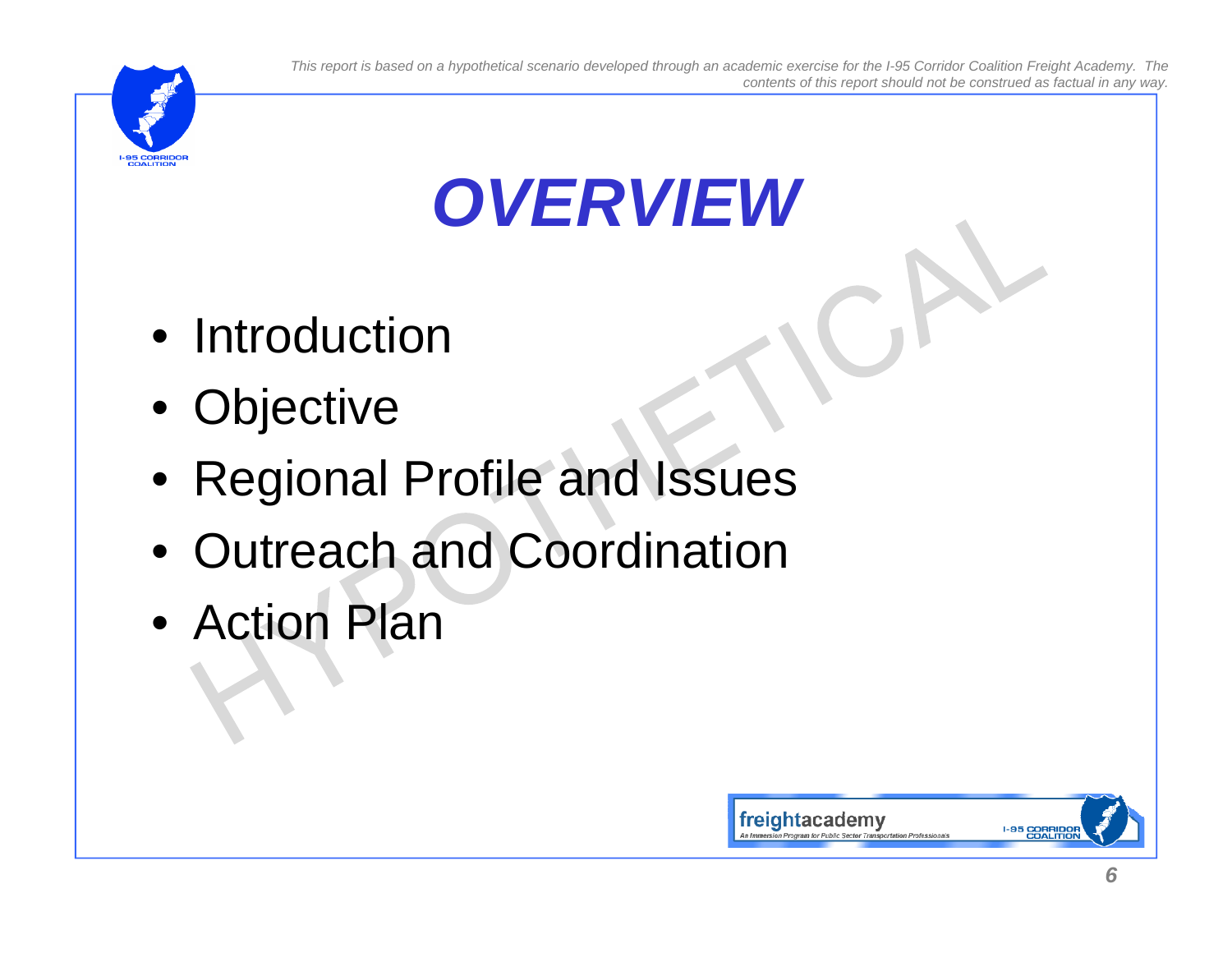# OVERVIEW

- Introduction
- Objective
- Regional Profile and Issues
- Outreach and Coordination
- Action Plan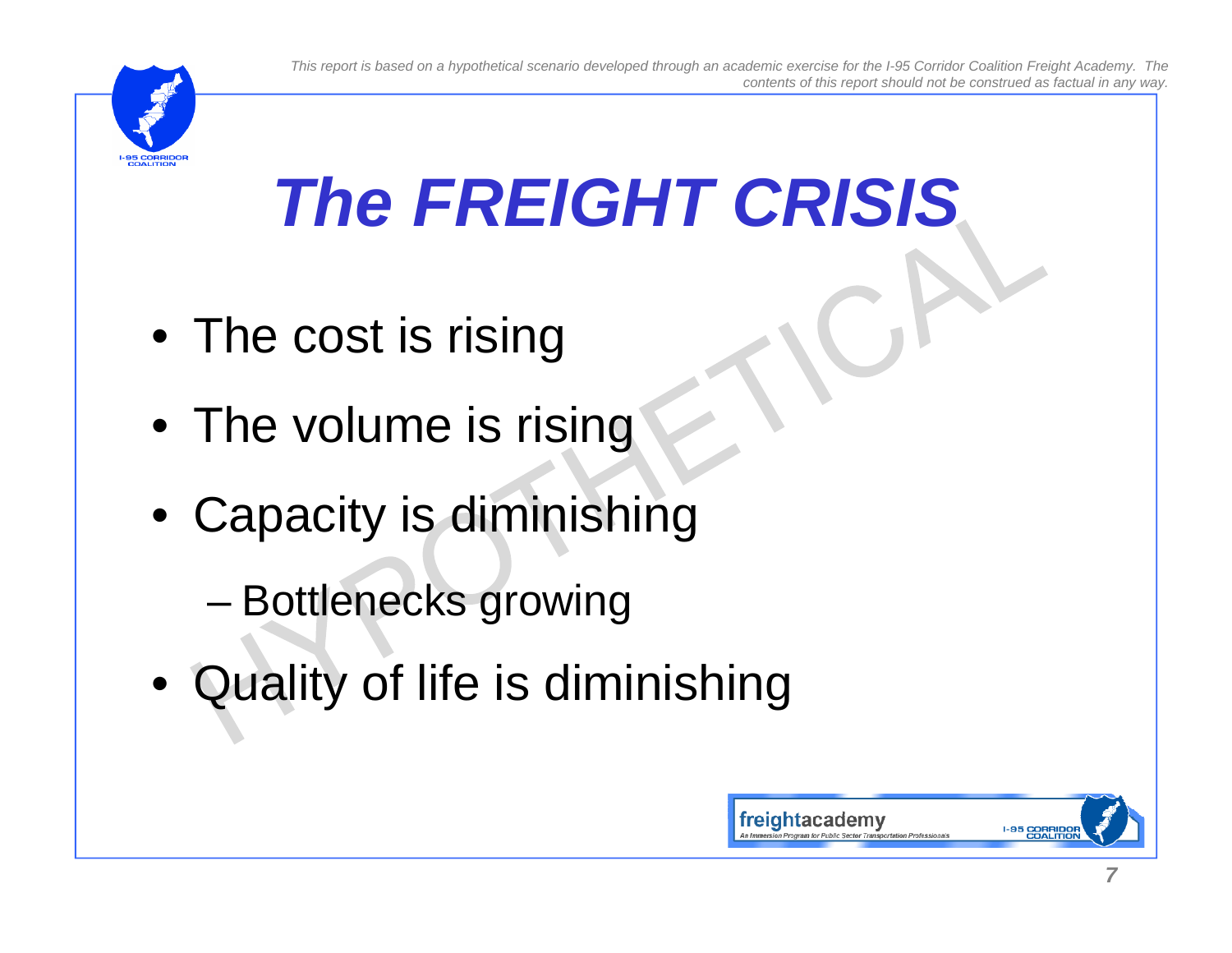# *The FREIGHT CRISIS*

- The cost is rising
- The volume is rising
- Capacity is diminishing
  - Bottlenecks growing
- Quality of life is diminishing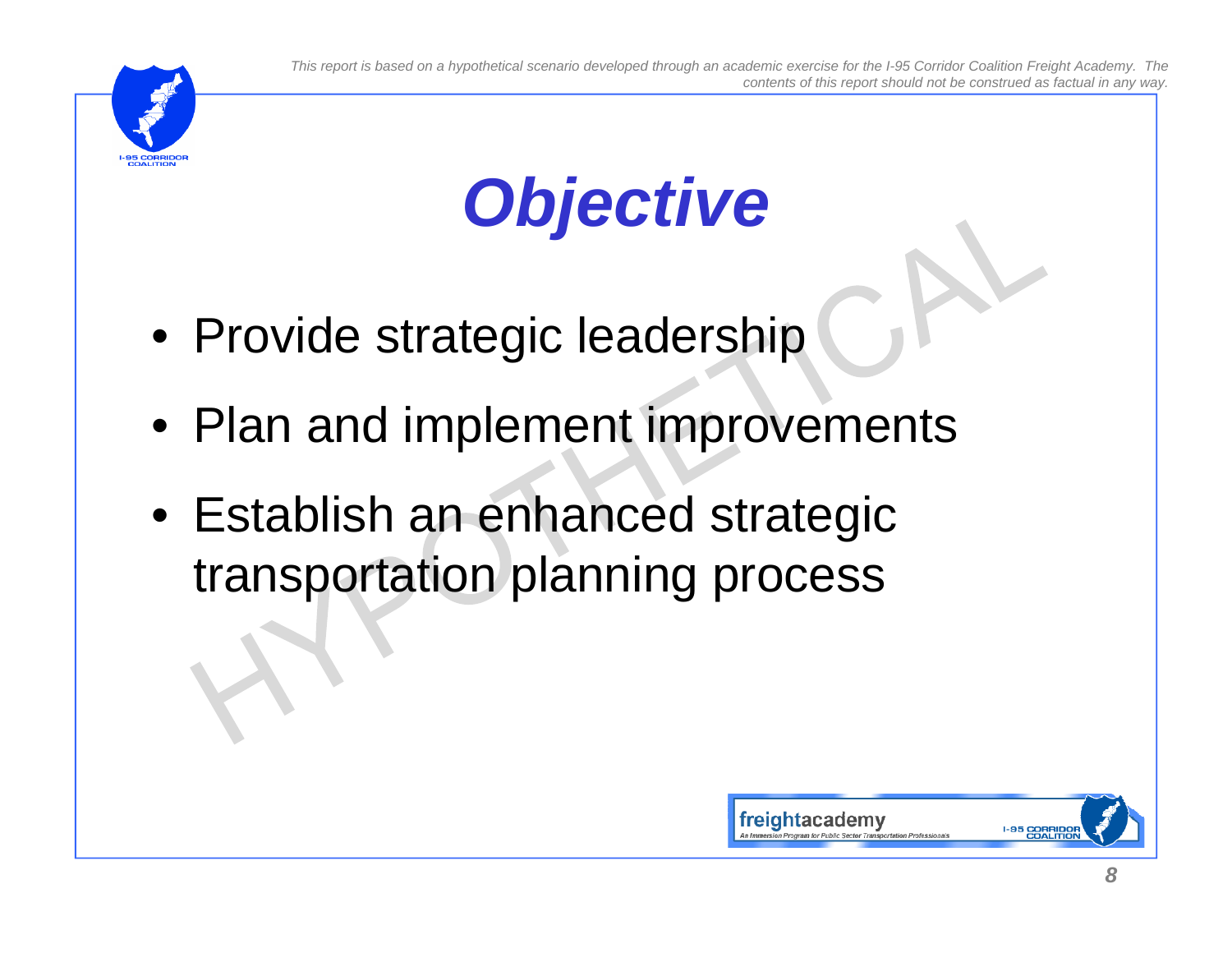# Objective

- Provide strategic leadership
- Plan and implement improvements
- Establish an enhanced strategic transportation planning process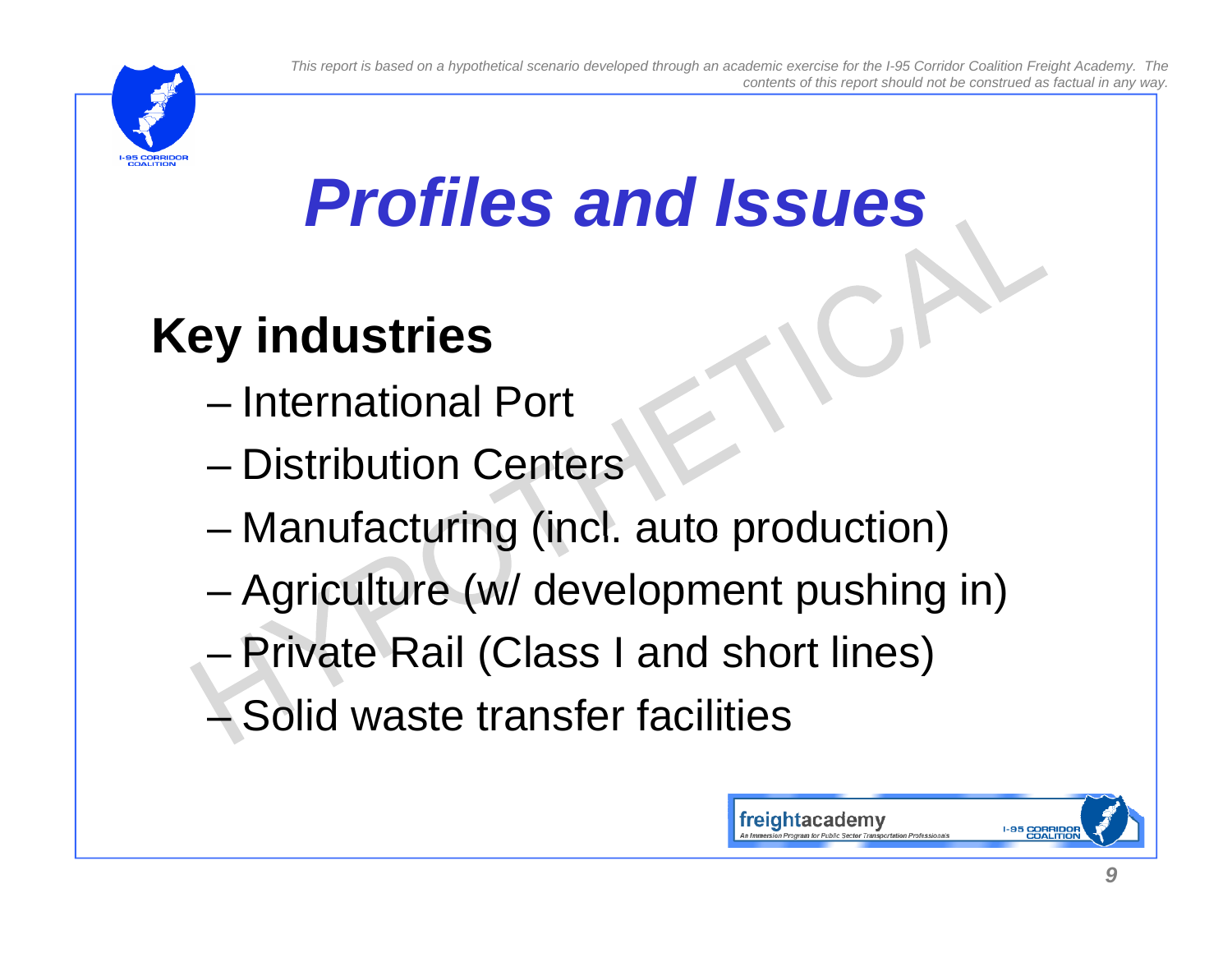# Profiles and Issues

## Key industries

- International Port
- Distribution Centers
- Manufacturing (incl. auto production)
- Agriculture (w/ development pushing in)
- Private Rail (Class I and short lines)
- Solid waste transfer facilities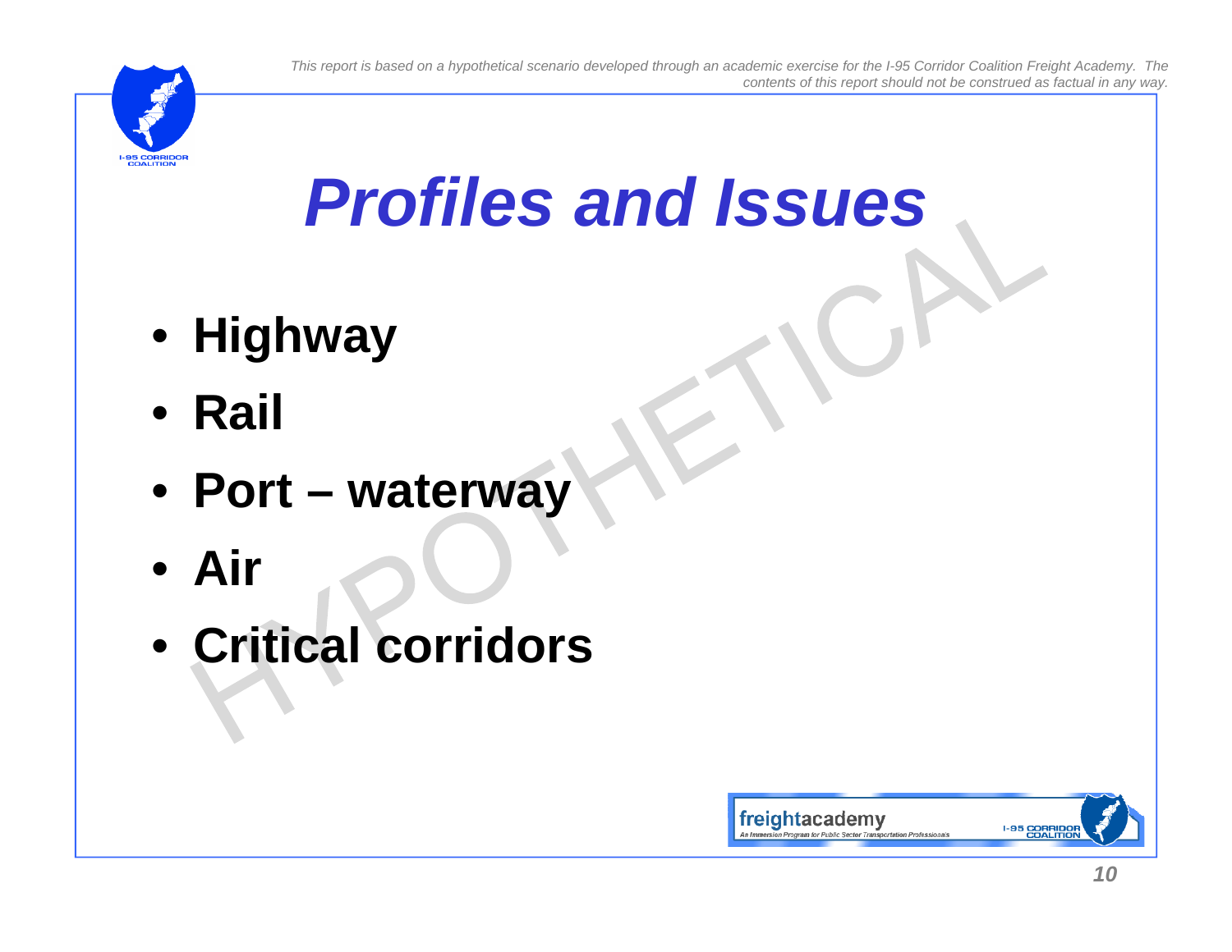# *Profiles and Issues*

- **Highway**
- **Rail**
- **Port – waterway**
- **Air**
- **Critical corridors**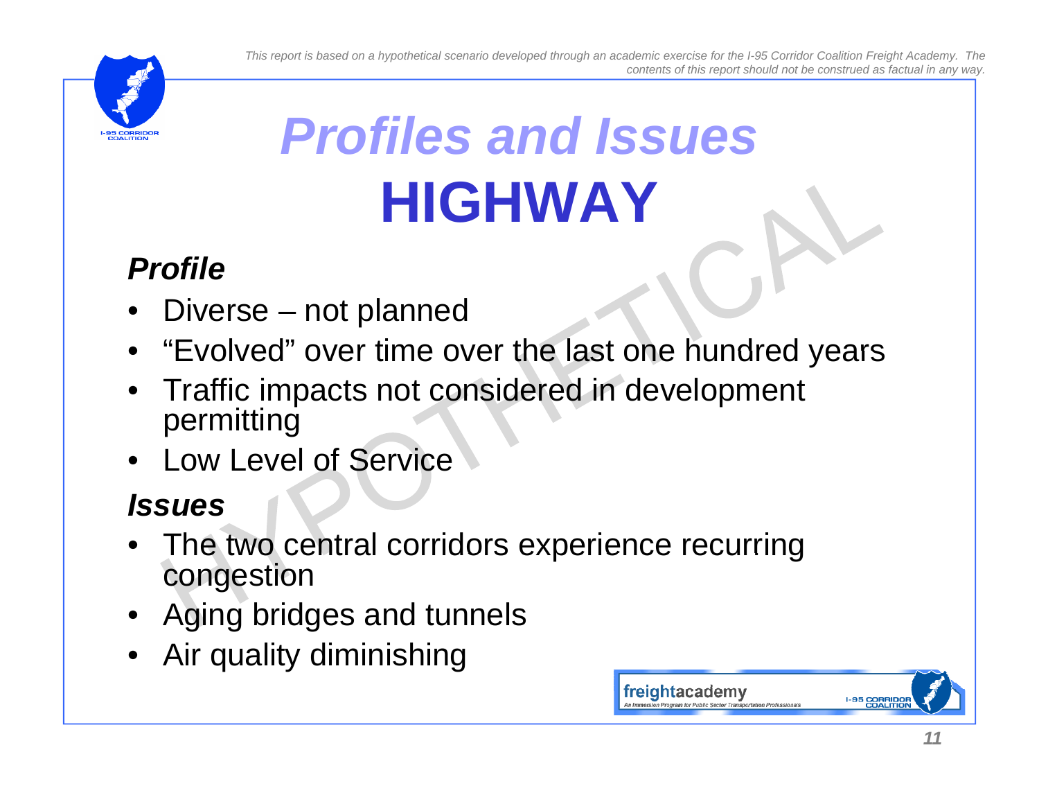# *Profiles and Issues*

# HIGHWAY

### *Profile*

- Diverse – not planned
- "Evolved" over time over the last one hundred years
- Traffic impacts not considered in development permitting
- Low Level of Service

### *Issues*

- The two central corridors experience recurring congestion
- Aging bridges and tunnels
- Air quality diminishing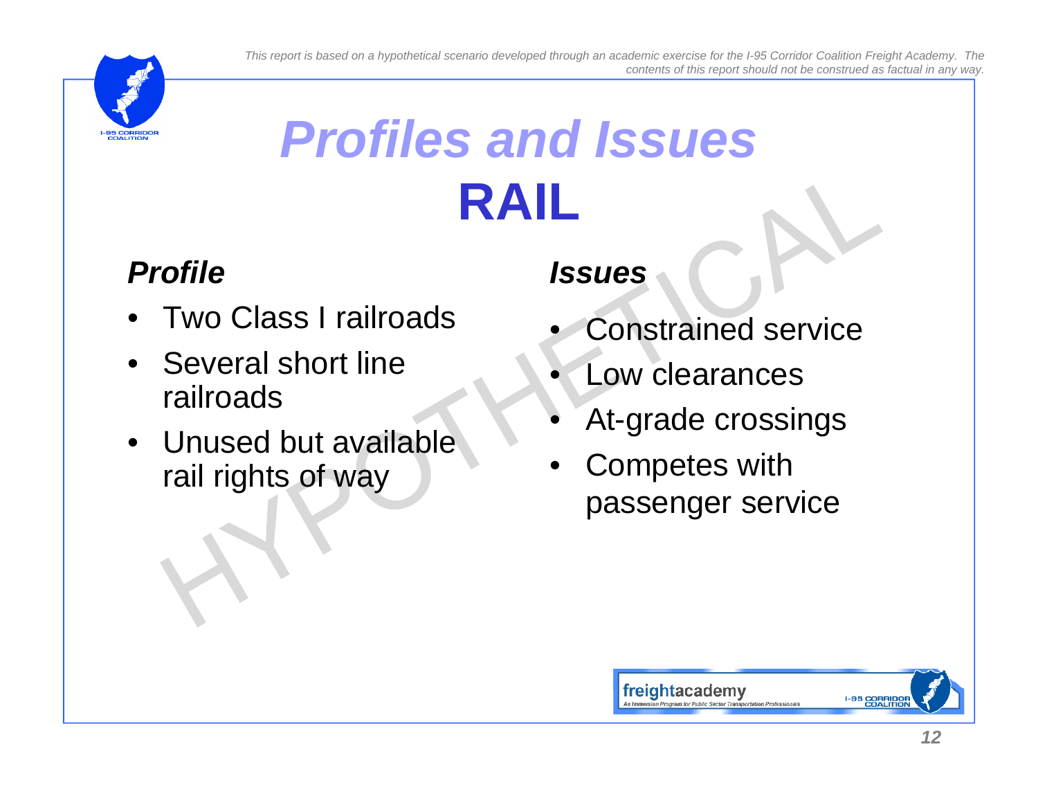# *Profiles and Issues*

## RAIL

### *Profile*

- Two Class I railroads
- Several short line railroads
- Unused but available rail rights of way

### *Issues*

- Constrained service
- Low clearances
- At-grade crossings
- Competes with passenger service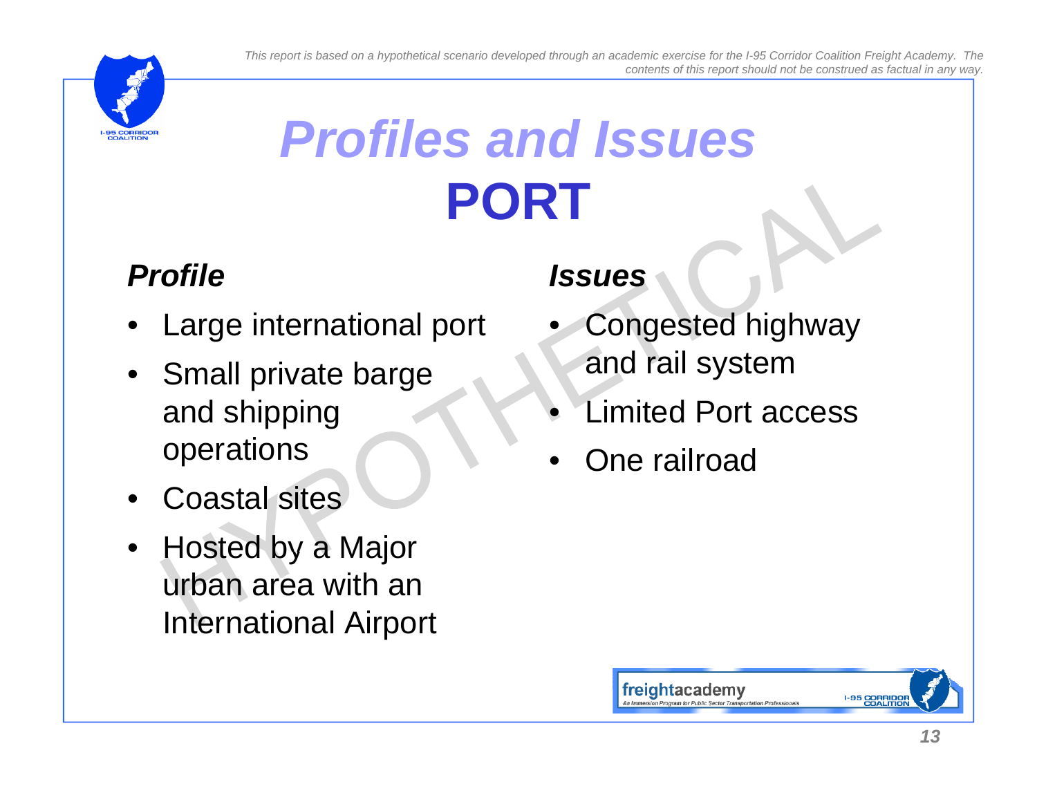*This report is based on a hypothetical scenario developed through an academic exercise for the I-95 Corridor Coalition Freight Academy. The contents of this report should not be construed as factual in any way.*

# *Profiles and Issues*
# PORT

### *Profile*

- Large international port
- Small private barge and shipping operations
- Coastal sites
- Hosted by a Major urban area with an International Airport

### *Issues*

- Congested highway and rail system
- Limited Port access
- One railroad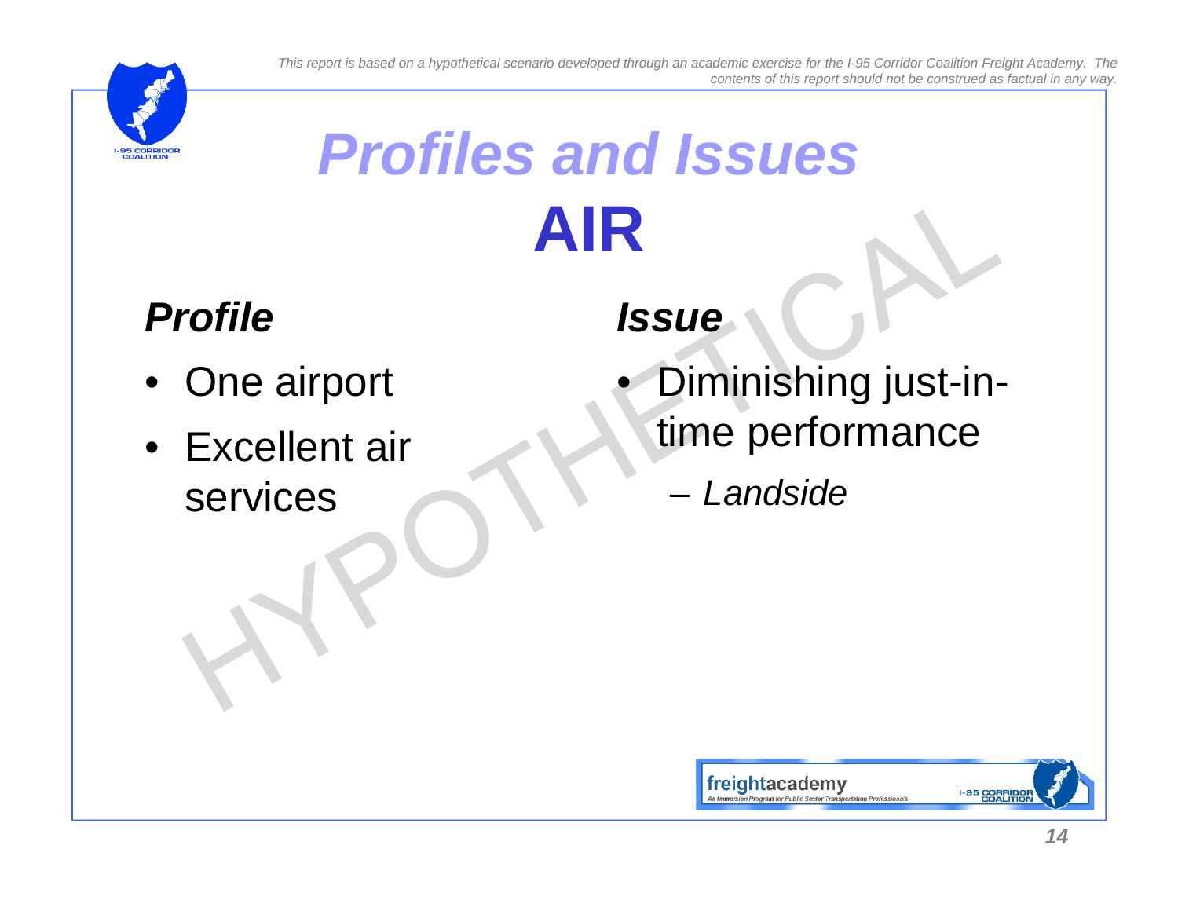*This report is based on a hypothetical scenario developed through an academic exercise for the I-95 Corridor Coalition Freight Academy. The contents of this report should not be construed as factual in any way.*

# *Profiles and Issues*

# AIR

## *Profile*

- One airport
- Excellent air services

## *Issue*

- Diminishing just-in-time performance
  - *Landside*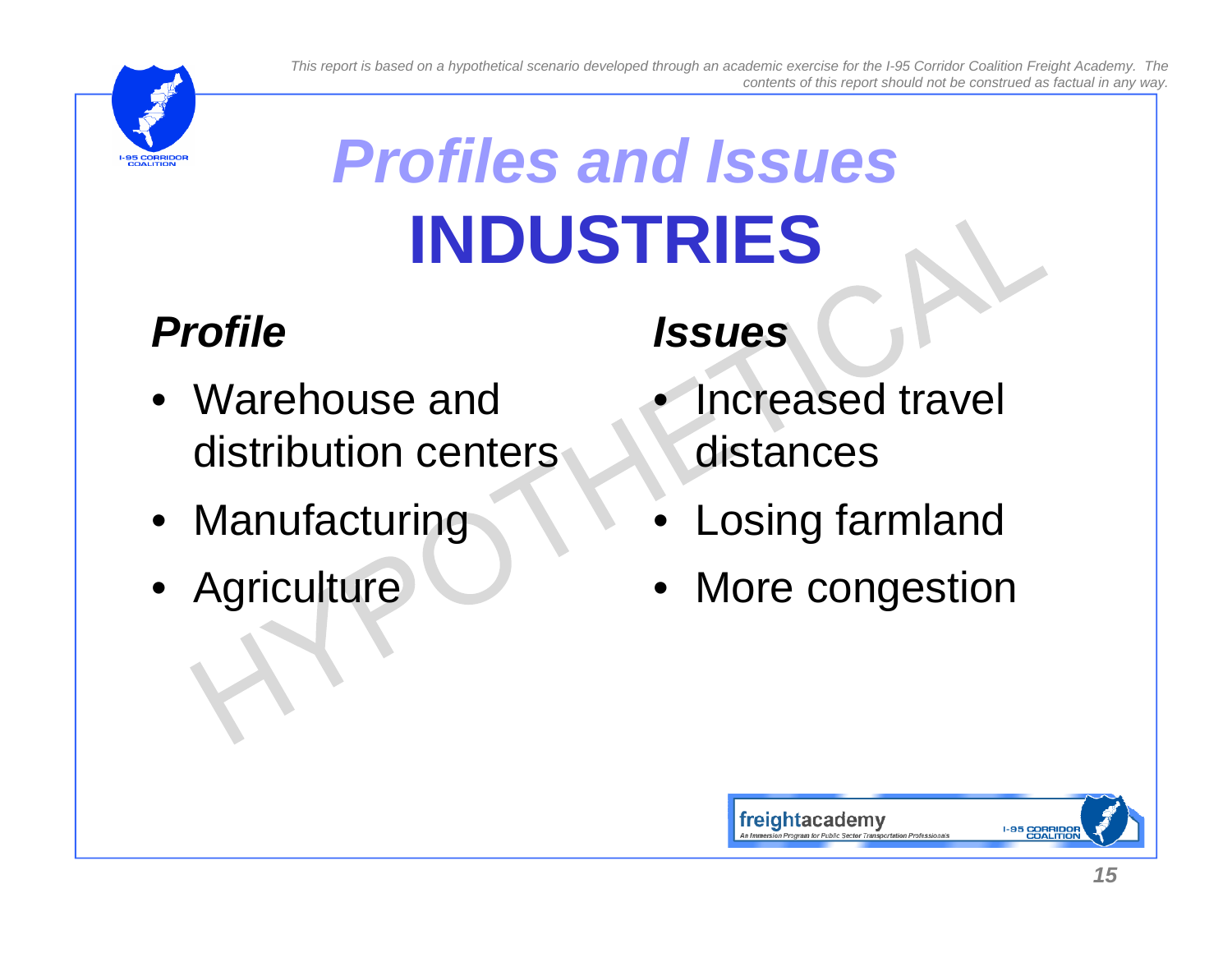*This report is based on a hypothetical scenario developed through an academic exercise for the I-95 Corridor Coalition Freight Academy. The contents of this report should not be construed as factual in any way.*

# *Profiles and Issues*
# INDUSTRIES

## *Profile*

- Warehouse and distribution centers
- Manufacturing
- Agriculture

## *Issues*

- Increased travel distances
- Losing farmland
- More congestion

HYPOTHETICAL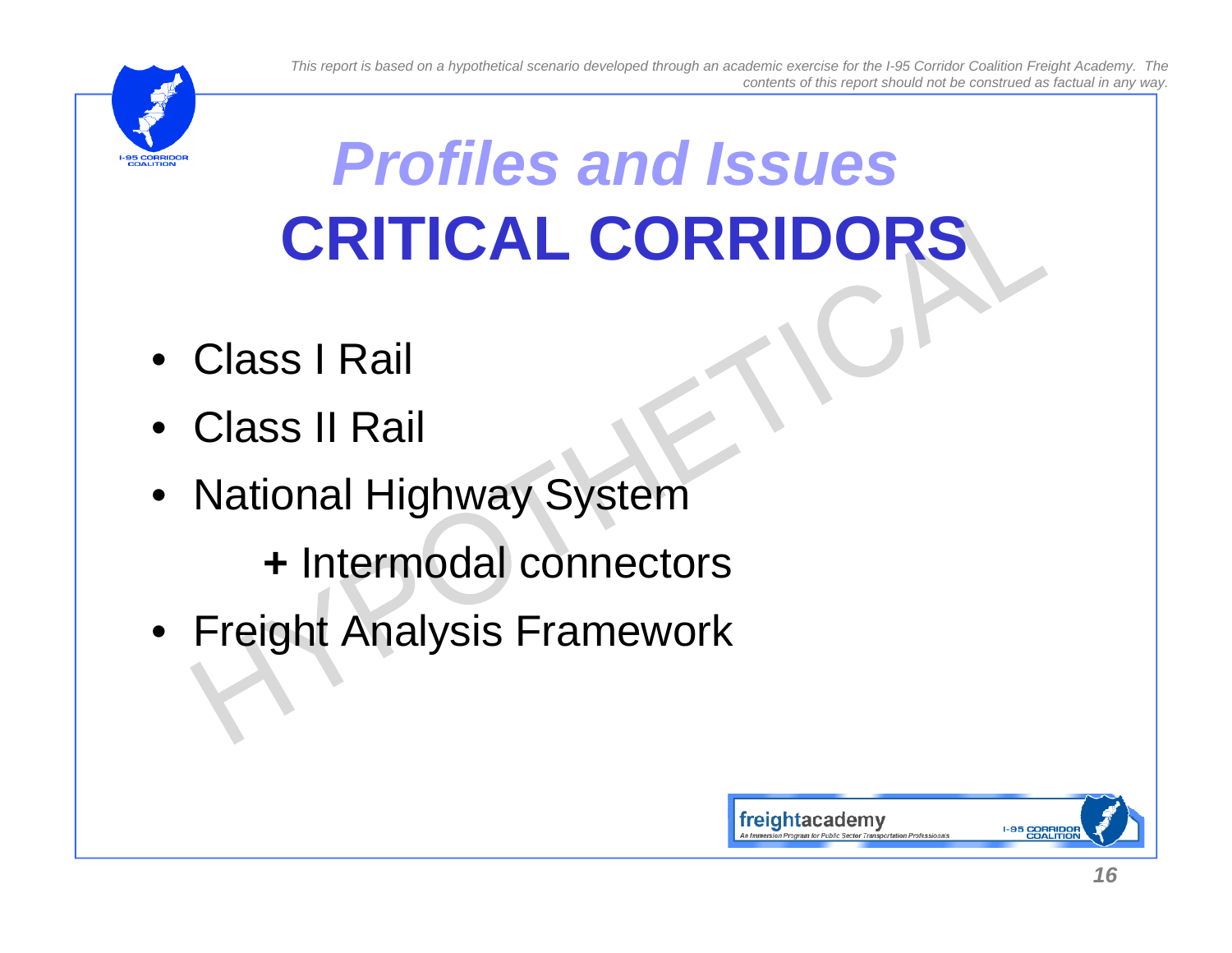*This report is based on a hypothetical scenario developed through an academic exercise for the I-95 Corridor Coalition Freight Academy. The contents of this report should not be construed as factual in any way.*

# *Profiles and Issues*
# CRITICAL CORRIDORS

- Class I Rail
- Class II Rail
- National Highway System
  - **+** Intermodal connectors
- Freight Analysis Framework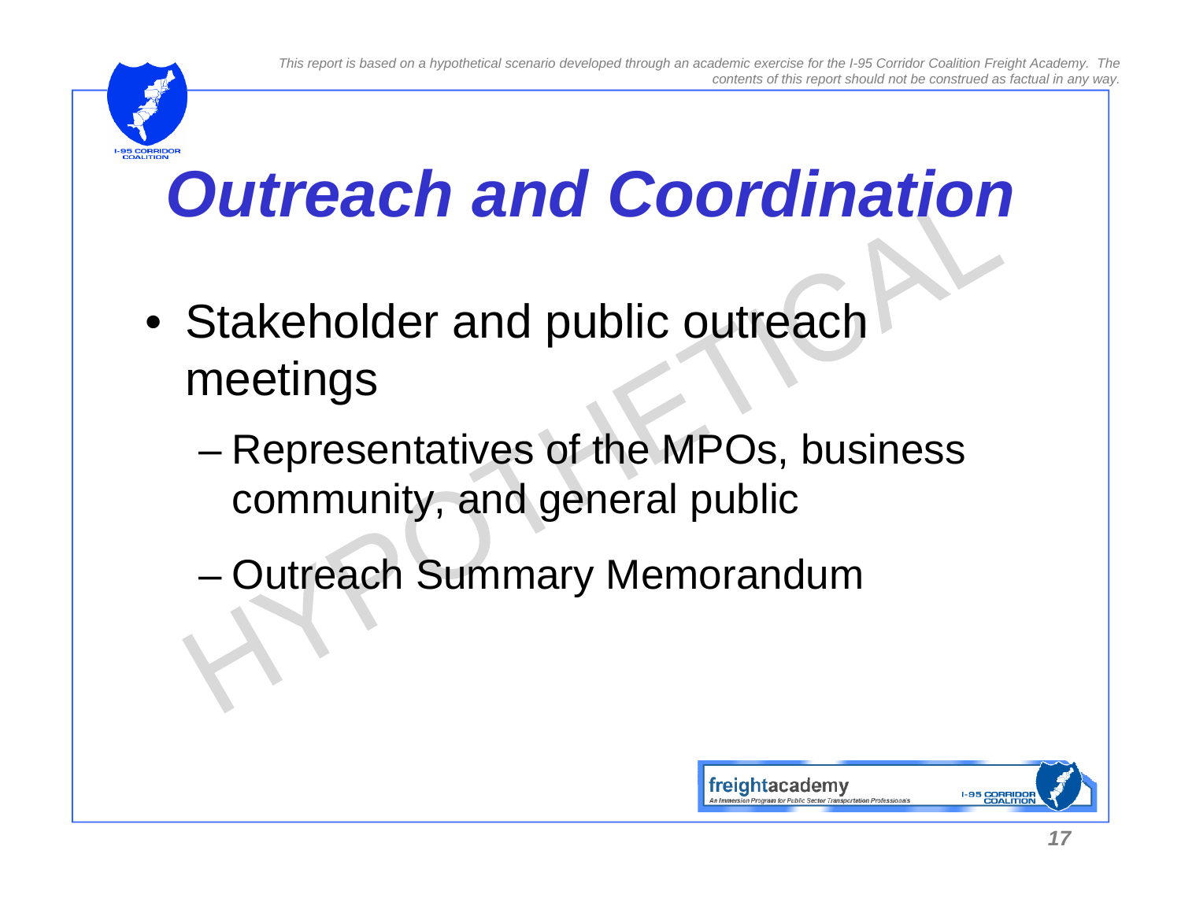# Outreach and Coordination

- Stakeholder and public outreach meetings
  - Representatives of the MPOs, business community, and general public
  - Outreach Summary Memorandum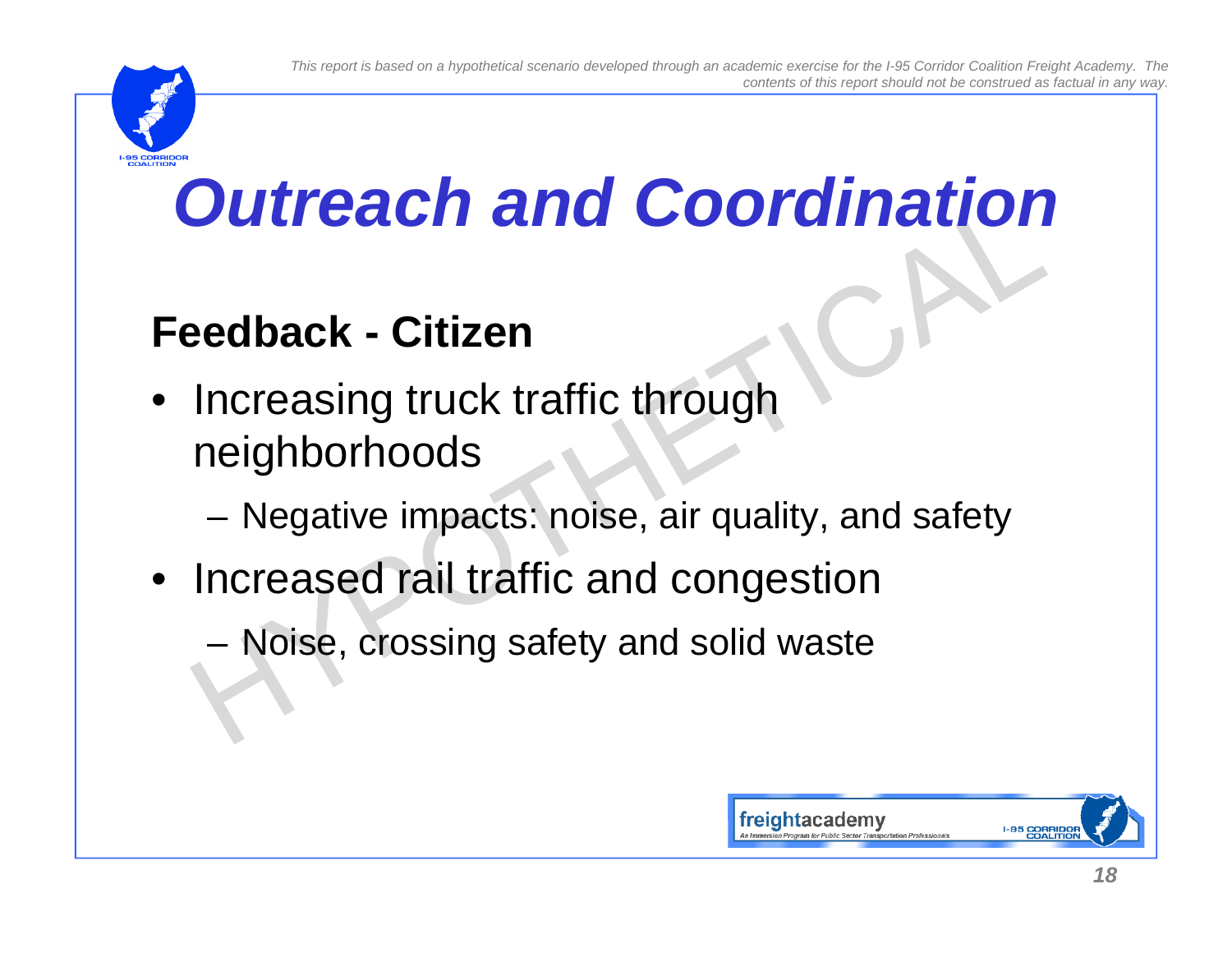# Outreach and Coordination

## Feedback - Citizen

- Increasing truck traffic through neighborhoods
  - Negative impacts: noise, air quality, and safety
- Increased rail traffic and congestion
  - Noise, crossing safety and solid waste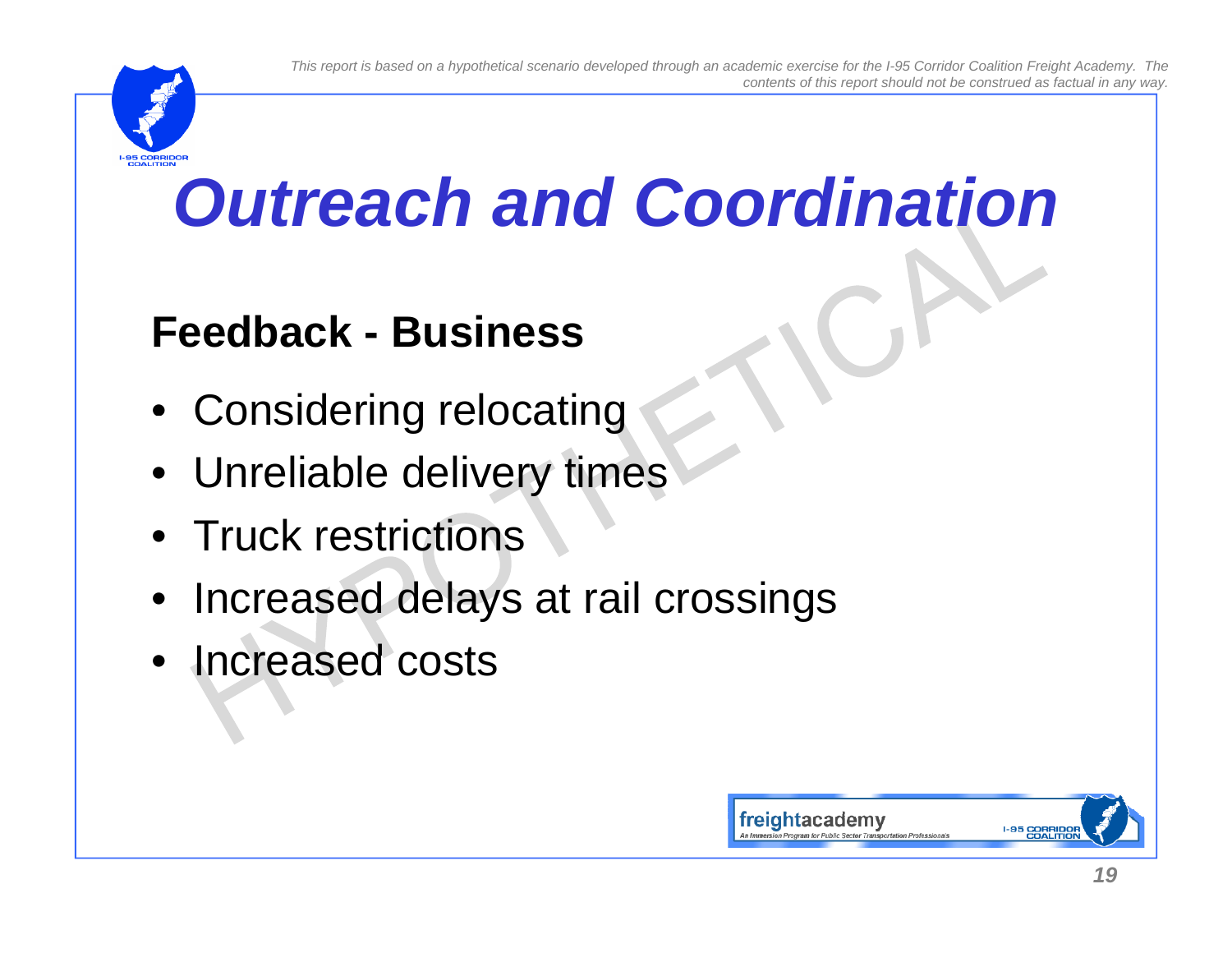# Outreach and Coordination

## Feedback - Business

- Considering relocating
- Unreliable delivery times
- Truck restrictions
- Increased delays at rail crossings
- Increased costs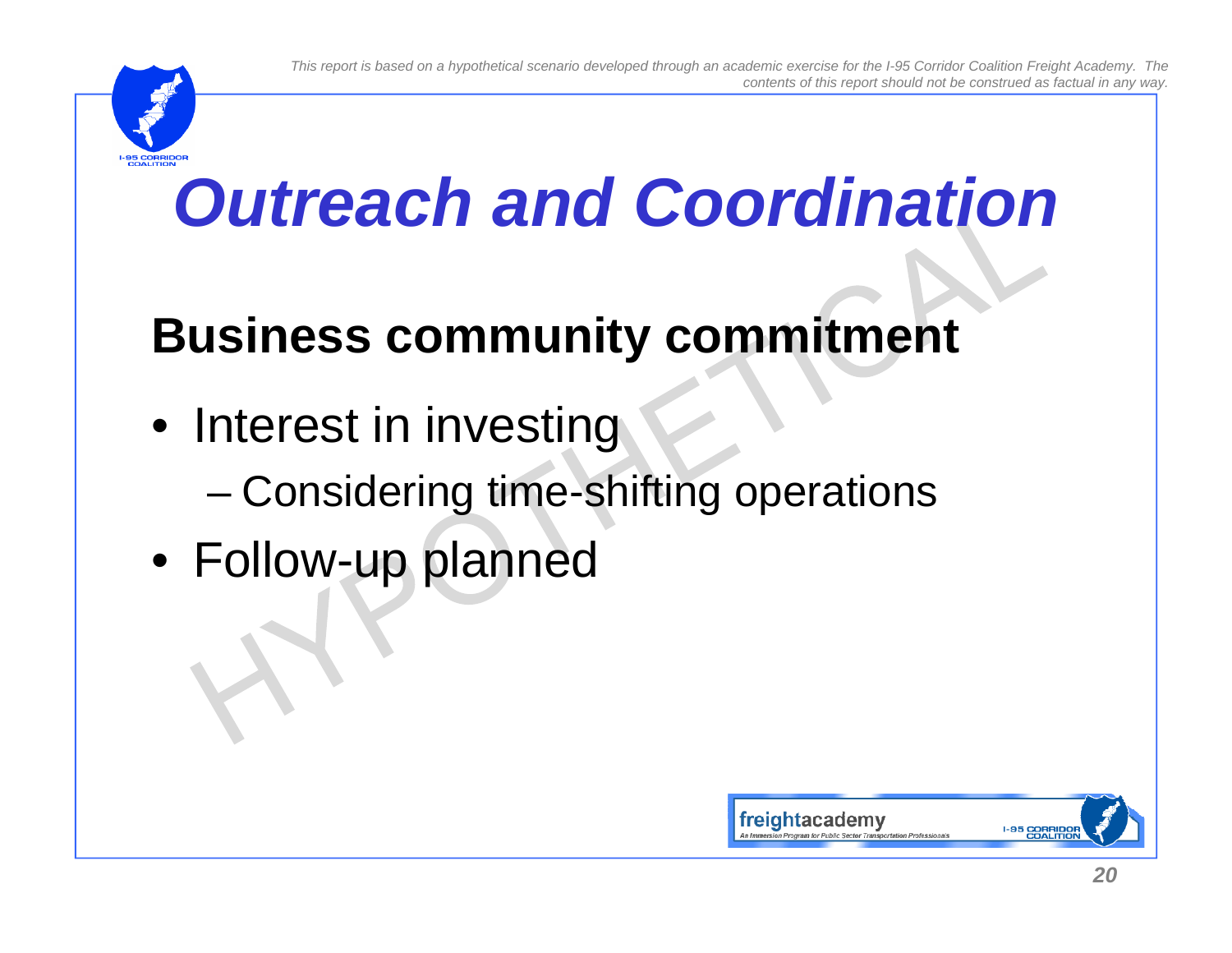# Outreach and Coordination

## Business community commitment

- Interest in investing
  - Considering time-shifting operations
- Follow-up planned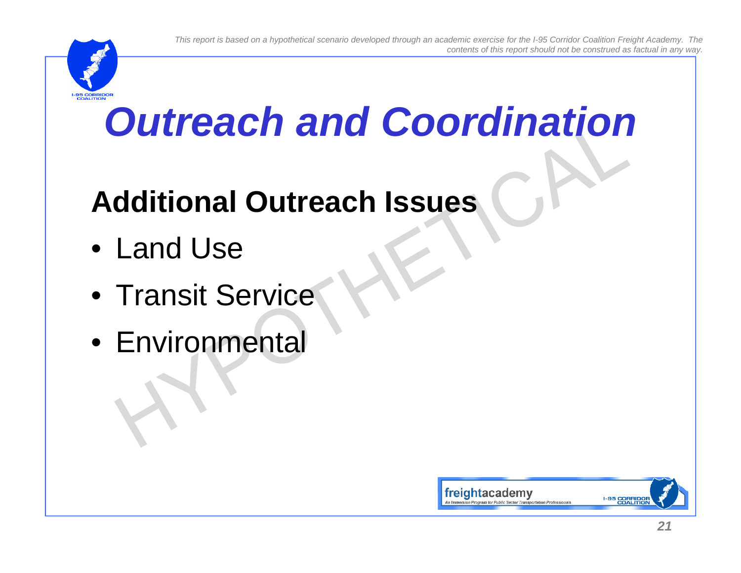*This report is based on a hypothetical scenario developed through an academic exercise for the I-95 Corridor Coalition Freight Academy. The contents of this report should not be construed as factual in any way.*

# *Outreach and Coordination*

## Additional Outreach Issues

- Land Use
- Transit Service
- Environmental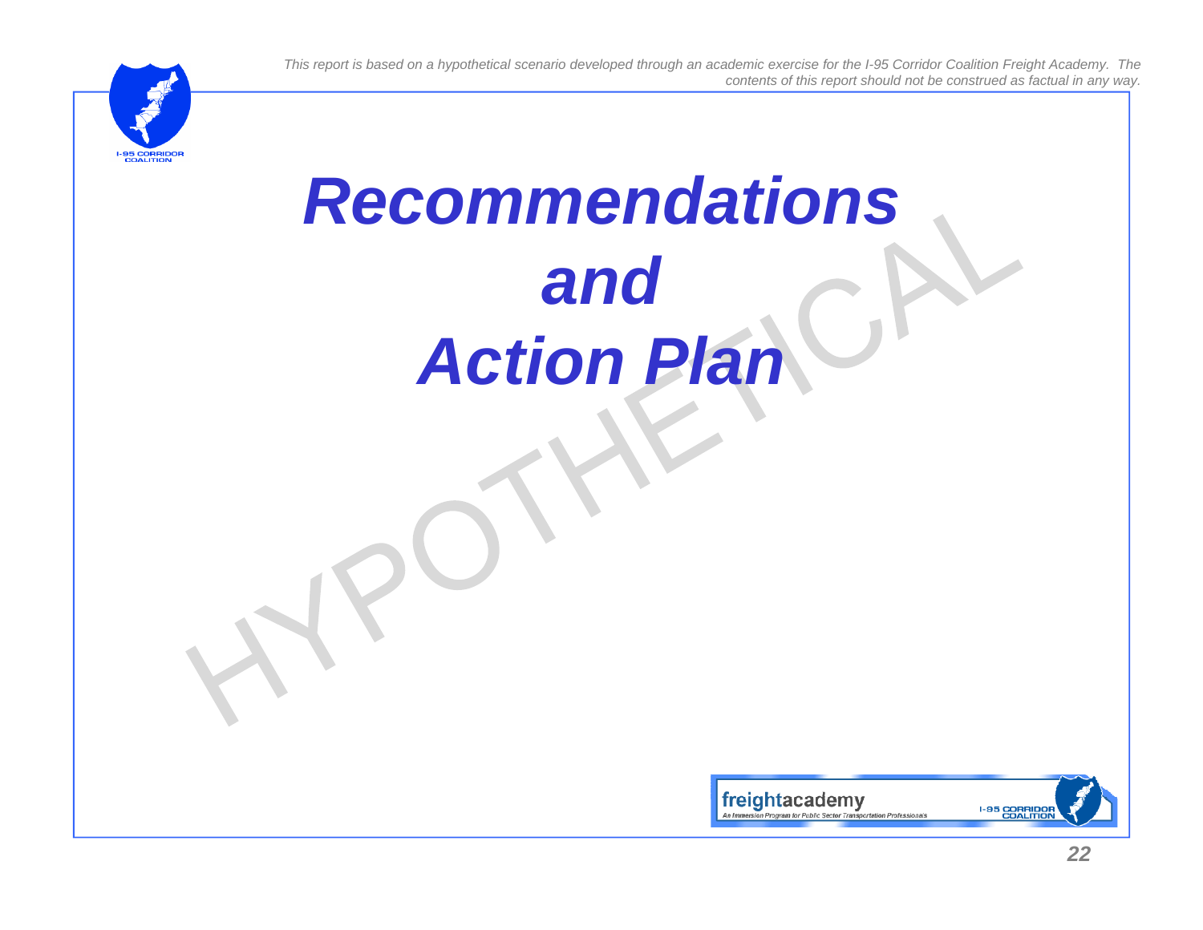# Recommendations and Action Plan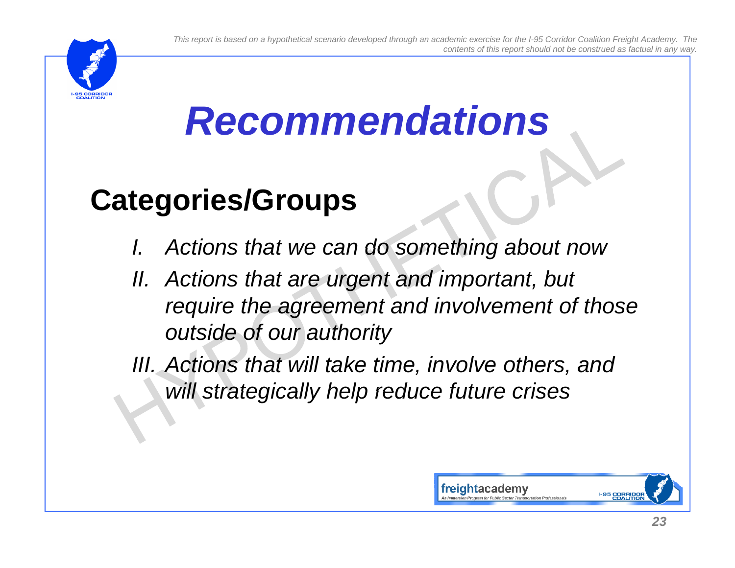# *Recommendations*

## Categories/Groups

- *I. Actions that we can do something about now*
- *II. Actions that are urgent and important, but require the agreement and involvement of those outside of our authority*
- *III. Actions that will take time, involve others, and will strategically help reduce future crises*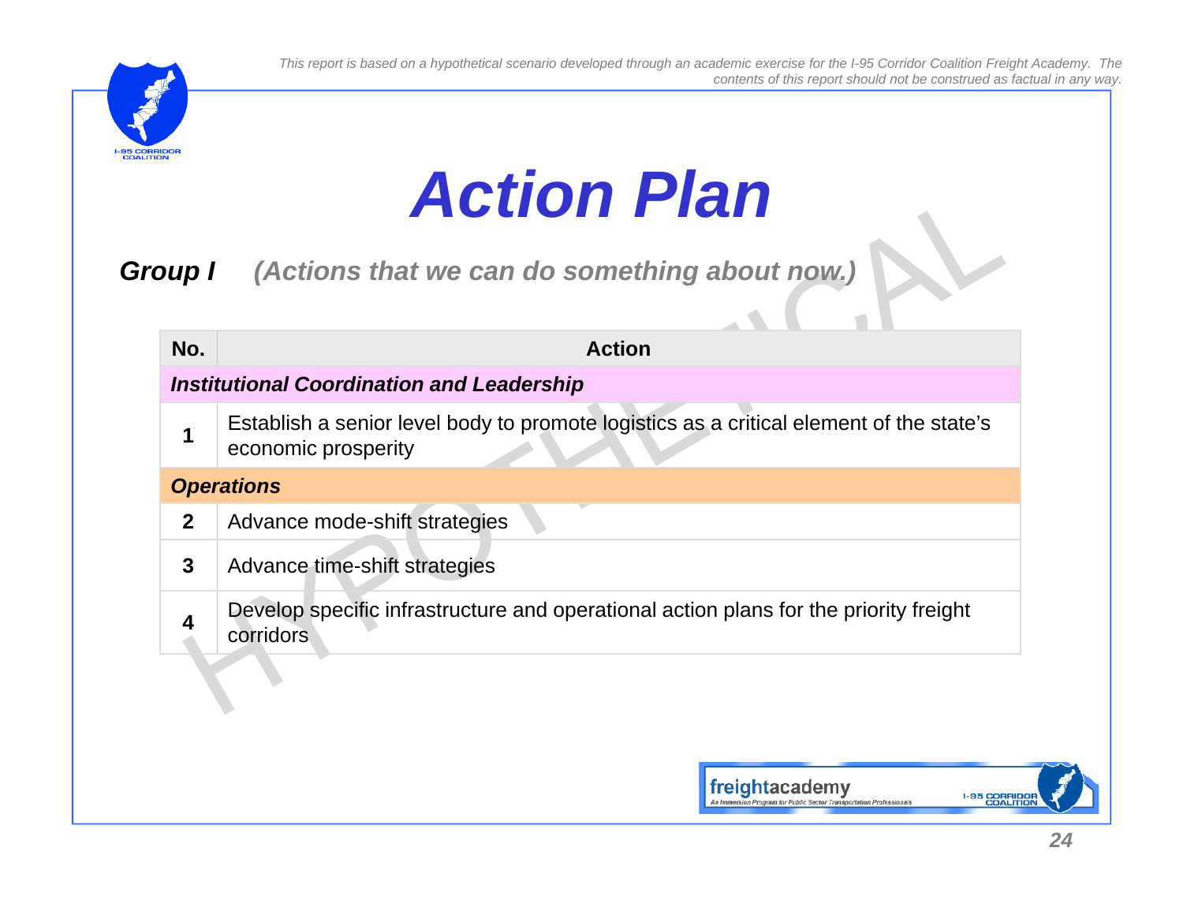*This report is based on a hypothetical scenario developed through an academic exercise for the I-95 Corridor Coalition Freight Academy. The contents of this report should not be construed as factual in any way.*

# Action Plan

***Group I*** *(Actions that we can do something about now.)*

| No. | Action |
|---|---|
| ***Institutional Coordination and Leadership*** | |
| **1** | Establish a senior level body to promote logistics as a critical element of the state's economic prosperity |
| ***Operations*** | |
| **2** | Advance mode-shift strategies |
| **3** | Advance time-shift strategies |
| **4** | Develop specific infrastructure and operational action plans for the priority freight corridors |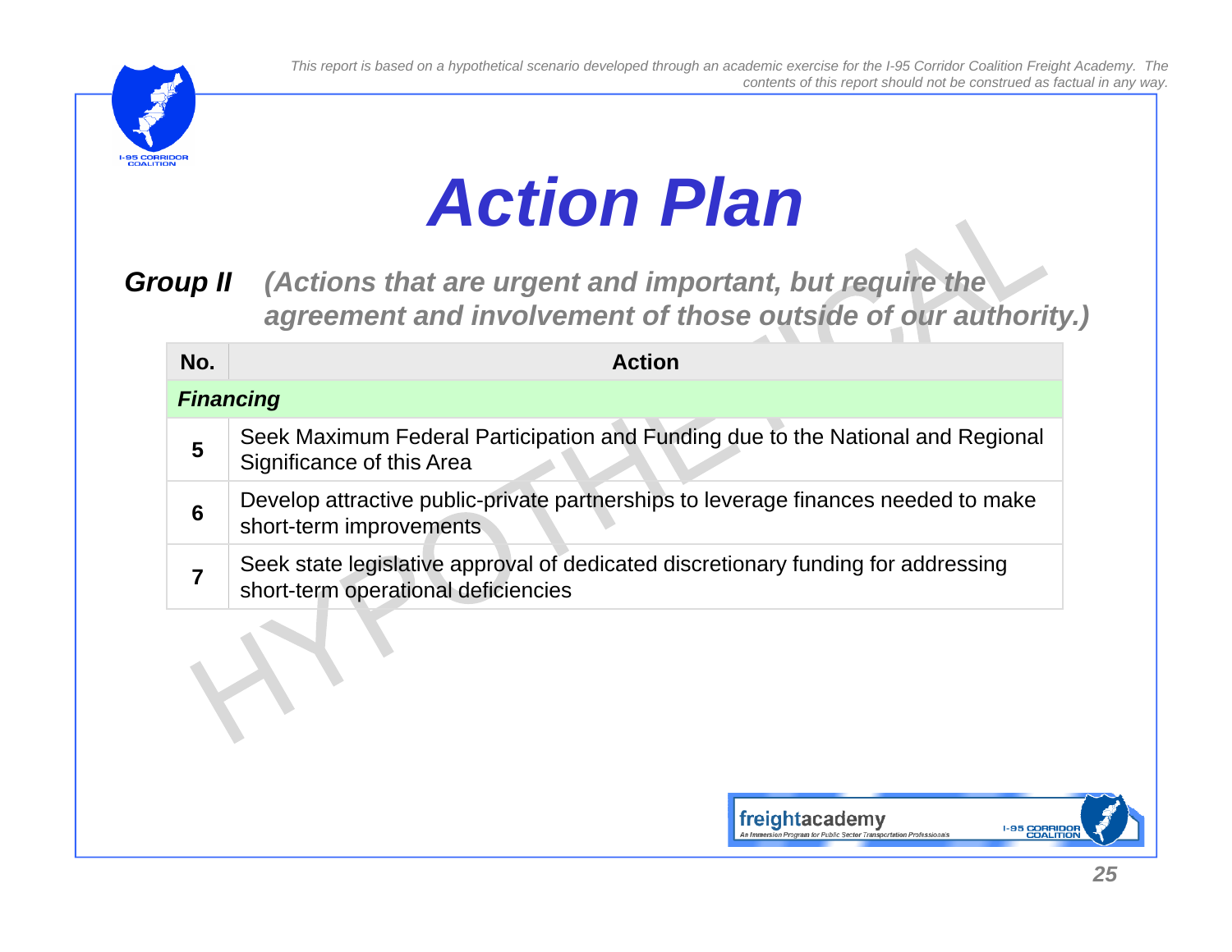*This report is based on a hypothetical scenario developed through an academic exercise for the I-95 Corridor Coalition Freight Academy. The contents of this report should not be construed as factual in any way.*

# Action Plan

***Group II*** ***(Actions that are urgent and important, but require the agreement and involvement of those outside of our authority.)***

| No. | Action |
|---|---|
| ***Financing*** | |
| **5** | Seek Maximum Federal Participation and Funding due to the National and Regional Significance of this Area |
| **6** | Develop attractive public-private partnerships to leverage finances needed to make short-term improvements |
| **7** | Seek state legislative approval of dedicated discretionary funding for addressing short-term operational deficiencies |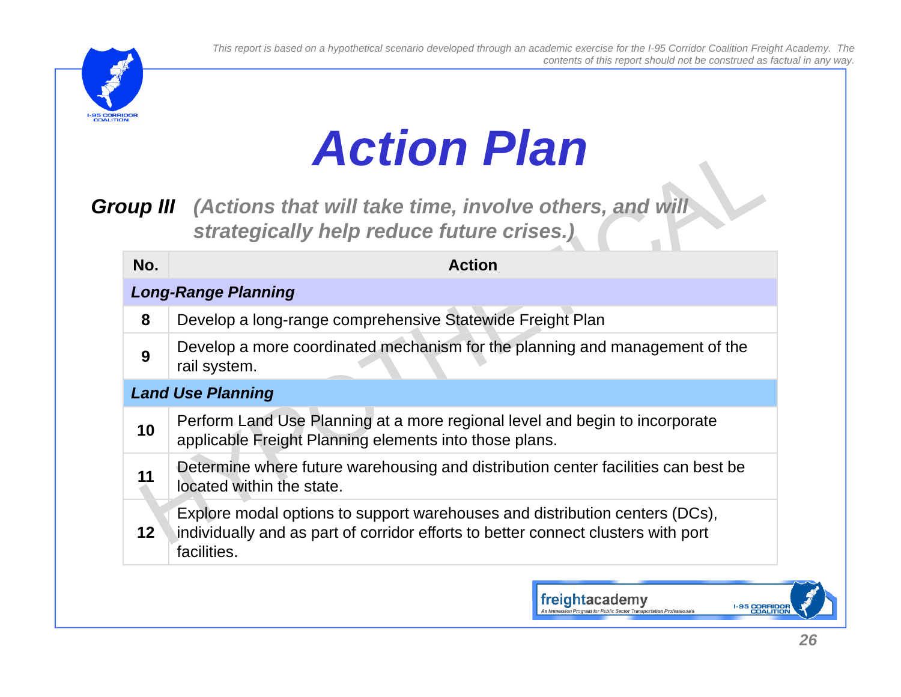*This report is based on a hypothetical scenario developed through an academic exercise for the I-95 Corridor Coalition Freight Academy. The contents of this report should not be construed as factual in any way.*

# *Action Plan*

***Group III*** ***(Actions that will take time, involve others, and will strategically help reduce future crises.)***

| No. | Action |
|---|---|
| ***Long-Range Planning*** | |
| **8** | Develop a long-range comprehensive Statewide Freight Plan |
| **9** | Develop a more coordinated mechanism for the planning and management of the rail system. |
| ***Land Use Planning*** | |
| **10** | Perform Land Use Planning at a more regional level and begin to incorporate applicable Freight Planning elements into those plans. |
| **11** | Determine where future warehousing and distribution center facilities can best be located within the state. |
| **12** | Explore modal options to support warehouses and distribution centers (DCs), individually and as part of corridor efforts to better connect clusters with port facilities. |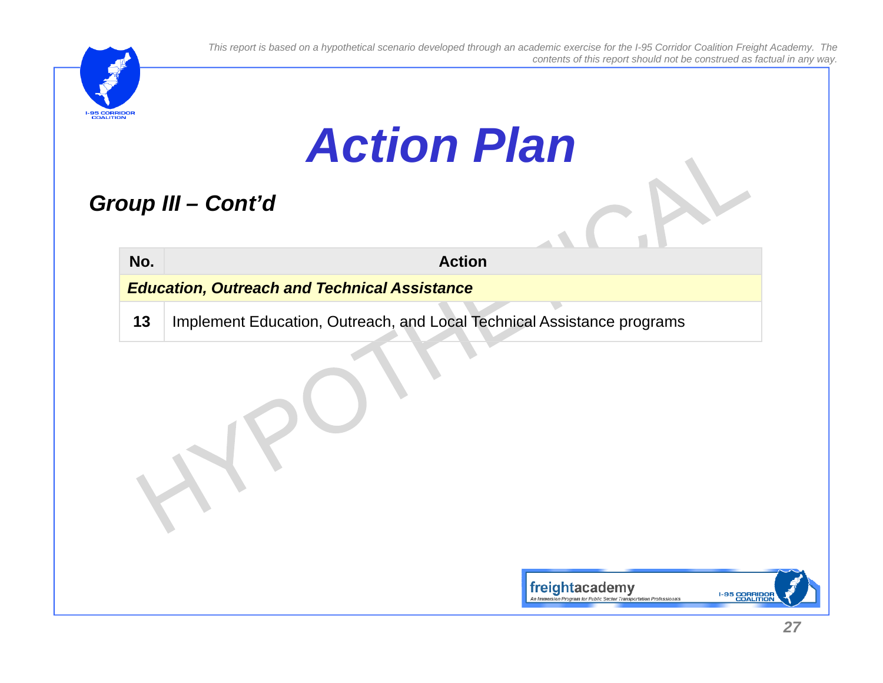*This report is based on a hypothetical scenario developed through an academic exercise for the I-95 Corridor Coalition Freight Academy. The contents of this report should not be construed as factual in any way.*

# *Action Plan*

## *Group III – Cont'd*

| No. | Action |
|---|---|
| ***Education, Outreach and Technical Assistance*** | |
| **13** | Implement Education, Outreach, and Local Technical Assistance programs |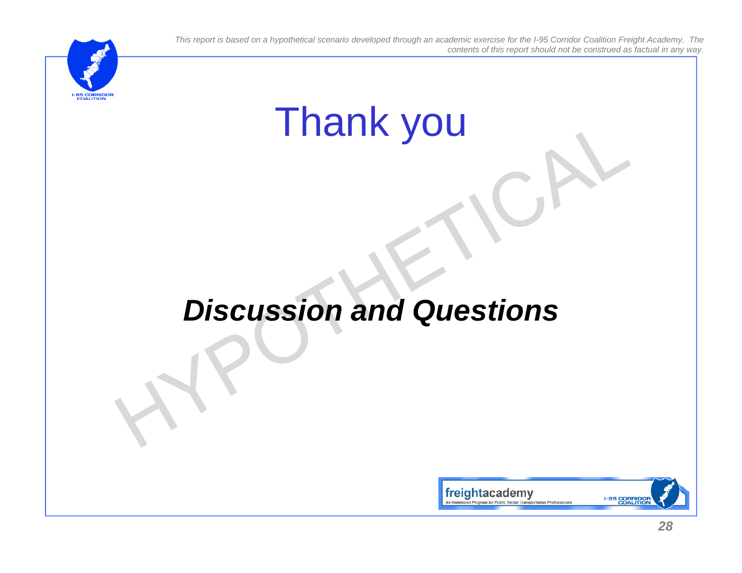# Thank you

***Discussion and Questions***